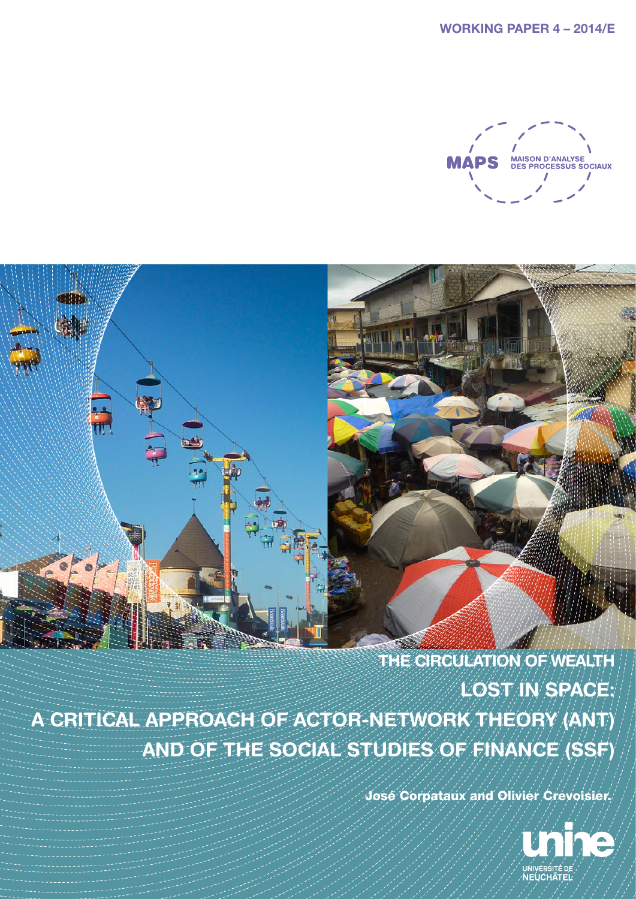WORKING PAPER 4 – 2014/E

MAPS MAISON D'ANALYSE DES PROCESSUS SOCIAUX

# THE CIRCULATION OF WEALTH LOST IN SPACE: A CRITICAL APPROACH OF ACTOR-NETWORK THEORY (ANT) AND OF THE SOCIAL STUDIES OF FINANCE (SSF)

José Corpataux and Olivier Crevoisier.

UNIVERSITÉ DE NEUCHÂTEL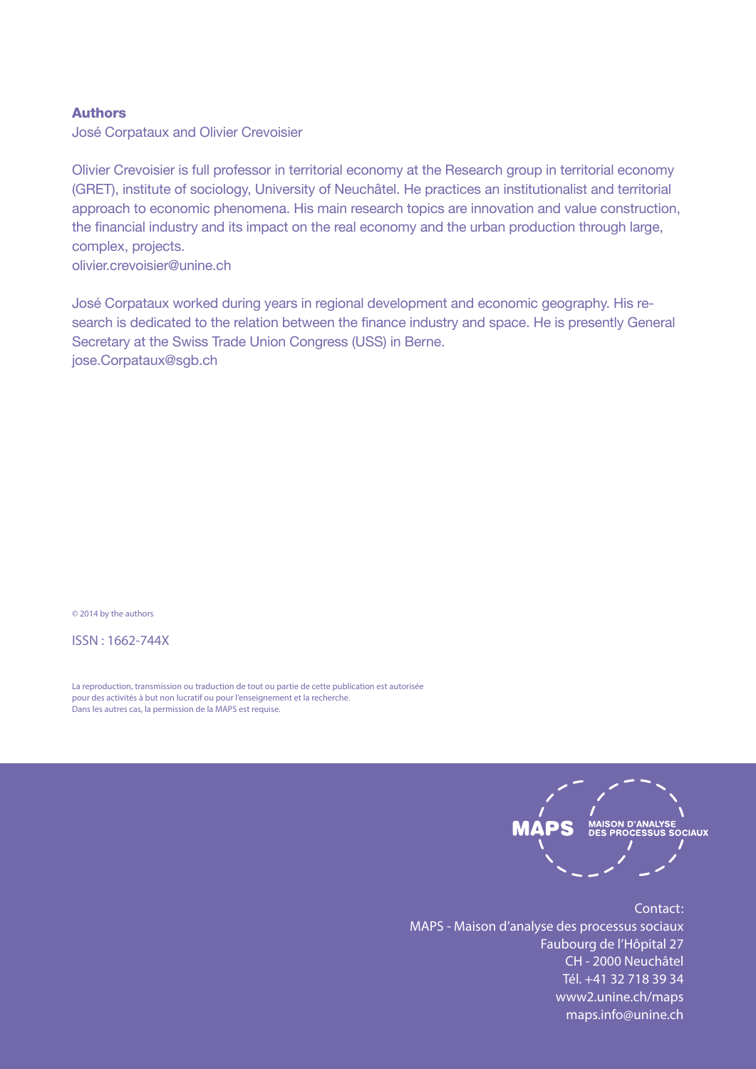**Authors**

José Corpataux and Olivier Crevoisier

Olivier Crevoisier is full professor in territorial economy at the Research group in territorial economy (GRET), institute of sociology, University of Neuchâtel. He practices an institutionalist and territorial approach to economic phenomena. His main research topics are innovation and value construction, the financial industry and its impact on the real economy and the urban production through large, complex, projects.
olivier.crevoisier@unine.ch

José Corpataux worked during years in regional development and economic geography. His research is dedicated to the relation between the finance industry and space. He is presently General Secretary at the Swiss Trade Union Congress (USS) in Berne.
jose.Corpataux@sgb.ch

© 2014 by the authors

ISSN : 1662-744X

La reproduction, transmission ou traduction de tout ou partie de cette publication est autorisée pour des activités à but non lucratif ou pour l'enseignement et la recherche.
Dans les autres cas, la permission de la MAPS est requise.

MAPS MAISON D'ANALYSE DES PROCESSUS SOCIAUX

Contact:
MAPS - Maison d'analyse des processus sociaux
Faubourg de l'Hôpital 27
CH - 2000 Neuchâtel
Tél. +41 32 718 39 34
www2.unine.ch/maps
maps.info@unine.ch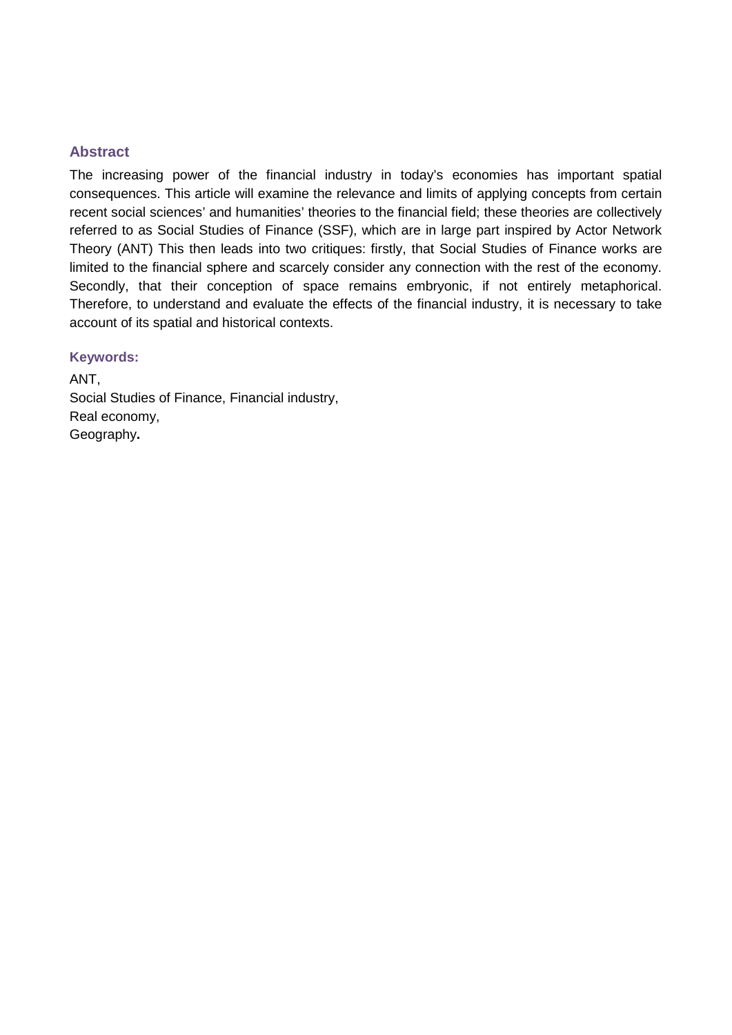## Abstract

The increasing power of the financial industry in today's economies has important spatial consequences. This article will examine the relevance and limits of applying concepts from certain recent social sciences' and humanities' theories to the financial field; these theories are collectively referred to as Social Studies of Finance (SSF), which are in large part inspired by Actor Network Theory (ANT) This then leads into two critiques: firstly, that Social Studies of Finance works are limited to the financial sphere and scarcely consider any connection with the rest of the economy. Secondly, that their conception of space remains embryonic, if not entirely metaphorical. Therefore, to understand and evaluate the effects of the financial industry, it is necessary to take account of its spatial and historical contexts.

**Keywords:**

ANT,
Social Studies of Finance, Financial industry,
Real economy,
Geography**.**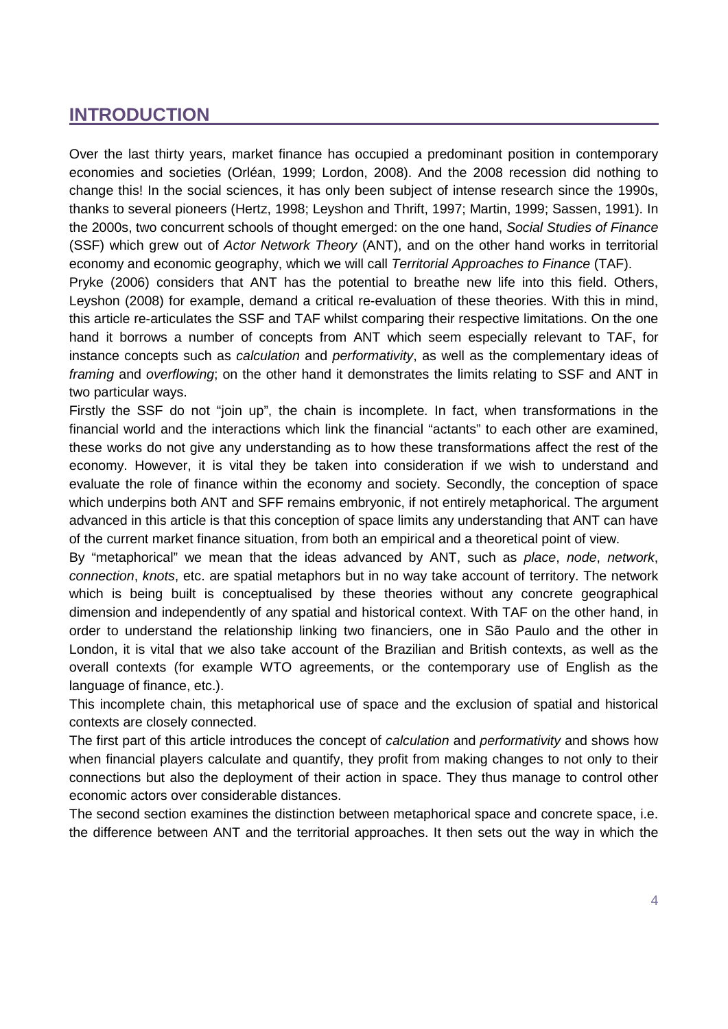# INTRODUCTION

Over the last thirty years, market finance has occupied a predominant position in contemporary economies and societies (Orléan, 1999; Lordon, 2008). And the 2008 recession did nothing to change this! In the social sciences, it has only been subject of intense research since the 1990s, thanks to several pioneers (Hertz, 1998; Leyshon and Thrift, 1997; Martin, 1999; Sassen, 1991). In the 2000s, two concurrent schools of thought emerged: on the one hand, *Social Studies of Finance* (SSF) which grew out of *Actor Network Theory* (ANT), and on the other hand works in territorial economy and economic geography, which we will call *Territorial Approaches to Finance* (TAF).

Pryke (2006) considers that ANT has the potential to breathe new life into this field. Others, Leyshon (2008) for example, demand a critical re-evaluation of these theories. With this in mind, this article re-articulates the SSF and TAF whilst comparing their respective limitations. On the one hand it borrows a number of concepts from ANT which seem especially relevant to TAF, for instance concepts such as *calculation* and *performativity*, as well as the complementary ideas of *framing* and *overflowing*; on the other hand it demonstrates the limits relating to SSF and ANT in two particular ways.

Firstly the SSF do not "join up", the chain is incomplete. In fact, when transformations in the financial world and the interactions which link the financial "actants" to each other are examined, these works do not give any understanding as to how these transformations affect the rest of the economy. However, it is vital they be taken into consideration if we wish to understand and evaluate the role of finance within the economy and society. Secondly, the conception of space which underpins both ANT and SFF remains embryonic, if not entirely metaphorical. The argument advanced in this article is that this conception of space limits any understanding that ANT can have of the current market finance situation, from both an empirical and a theoretical point of view.

By "metaphorical" we mean that the ideas advanced by ANT, such as *place*, *node*, *network*, *connection*, *knots*, etc. are spatial metaphors but in no way take account of territory. The network which is being built is conceptualised by these theories without any concrete geographical dimension and independently of any spatial and historical context. With TAF on the other hand, in order to understand the relationship linking two financiers, one in São Paulo and the other in London, it is vital that we also take account of the Brazilian and British contexts, as well as the overall contexts (for example WTO agreements, or the contemporary use of English as the language of finance, etc.).

This incomplete chain, this metaphorical use of space and the exclusion of spatial and historical contexts are closely connected.

The first part of this article introduces the concept of *calculation* and *performativity* and shows how when financial players calculate and quantify, they profit from making changes to not only to their connections but also the deployment of their action in space. They thus manage to control other economic actors over considerable distances.

The second section examines the distinction between metaphorical space and concrete space, i.e. the difference between ANT and the territorial approaches. It then sets out the way in which the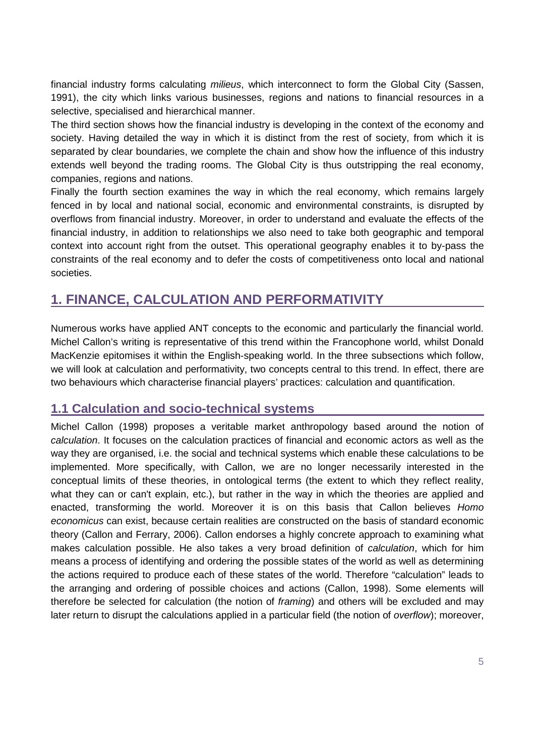financial industry forms calculating *milieus*, which interconnect to form the Global City (Sassen, 1991), the city which links various businesses, regions and nations to financial resources in a selective, specialised and hierarchical manner.

The third section shows how the financial industry is developing in the context of the economy and society. Having detailed the way in which it is distinct from the rest of society, from which it is separated by clear boundaries, we complete the chain and show how the influence of this industry extends well beyond the trading rooms. The Global City is thus outstripping the real economy, companies, regions and nations.

Finally the fourth section examines the way in which the real economy, which remains largely fenced in by local and national social, economic and environmental constraints, is disrupted by overflows from financial industry. Moreover, in order to understand and evaluate the effects of the financial industry, in addition to relationships we also need to take both geographic and temporal context into account right from the outset. This operational geography enables it to by-pass the constraints of the real economy and to defer the costs of competitiveness onto local and national societies.

## 1. FINANCE, CALCULATION AND PERFORMATIVITY

Numerous works have applied ANT concepts to the economic and particularly the financial world. Michel Callon's writing is representative of this trend within the Francophone world, whilst Donald MacKenzie epitomises it within the English-speaking world. In the three subsections which follow, we will look at calculation and performativity, two concepts central to this trend. In effect, there are two behaviours which characterise financial players' practices: calculation and quantification.

### 1.1 Calculation and socio-technical systems

Michel Callon (1998) proposes a veritable market anthropology based around the notion of *calculation*. It focuses on the calculation practices of financial and economic actors as well as the way they are organised, i.e. the social and technical systems which enable these calculations to be implemented. More specifically, with Callon, we are no longer necessarily interested in the conceptual limits of these theories, in ontological terms (the extent to which they reflect reality, what they can or can't explain, etc.), but rather in the way in which the theories are applied and enacted, transforming the world. Moreover it is on this basis that Callon believes *Homo economicus* can exist, because certain realities are constructed on the basis of standard economic theory (Callon and Ferrary, 2006). Callon endorses a highly concrete approach to examining what makes calculation possible. He also takes a very broad definition of *calculation*, which for him means a process of identifying and ordering the possible states of the world as well as determining the actions required to produce each of these states of the world. Therefore "calculation" leads to the arranging and ordering of possible choices and actions (Callon, 1998). Some elements will therefore be selected for calculation (the notion of *framing*) and others will be excluded and may later return to disrupt the calculations applied in a particular field (the notion of *overflow*); moreover,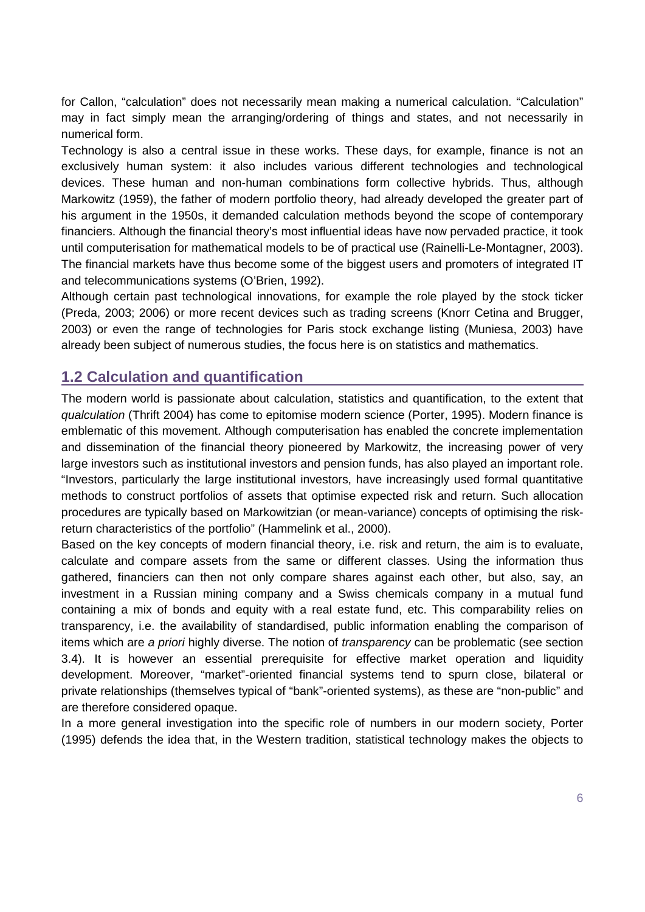for Callon, "calculation" does not necessarily mean making a numerical calculation. "Calculation" may in fact simply mean the arranging/ordering of things and states, and not necessarily in numerical form.

Technology is also a central issue in these works. These days, for example, finance is not an exclusively human system: it also includes various different technologies and technological devices. These human and non-human combinations form collective hybrids. Thus, although Markowitz (1959), the father of modern portfolio theory, had already developed the greater part of his argument in the 1950s, it demanded calculation methods beyond the scope of contemporary financiers. Although the financial theory's most influential ideas have now pervaded practice, it took until computerisation for mathematical models to be of practical use (Rainelli-Le-Montagner, 2003). The financial markets have thus become some of the biggest users and promoters of integrated IT and telecommunications systems (O'Brien, 1992).

Although certain past technological innovations, for example the role played by the stock ticker (Preda, 2003; 2006) or more recent devices such as trading screens (Knorr Cetina and Brugger, 2003) or even the range of technologies for Paris stock exchange listing (Muniesa, 2003) have already been subject of numerous studies, the focus here is on statistics and mathematics.

## 1.2 Calculation and quantification

The modern world is passionate about calculation, statistics and quantification, to the extent that *qualculation* (Thrift 2004) has come to epitomise modern science (Porter, 1995). Modern finance is emblematic of this movement. Although computerisation has enabled the concrete implementation and dissemination of the financial theory pioneered by Markowitz, the increasing power of very large investors such as institutional investors and pension funds, has also played an important role. "Investors, particularly the large institutional investors, have increasingly used formal quantitative methods to construct portfolios of assets that optimise expected risk and return. Such allocation procedures are typically based on Markowitzian (or mean-variance) concepts of optimising the risk-return characteristics of the portfolio" (Hammelink et al., 2000).

Based on the key concepts of modern financial theory, i.e. risk and return, the aim is to evaluate, calculate and compare assets from the same or different classes. Using the information thus gathered, financiers can then not only compare shares against each other, but also, say, an investment in a Russian mining company and a Swiss chemicals company in a mutual fund containing a mix of bonds and equity with a real estate fund, etc. This comparability relies on transparency, i.e. the availability of standardised, public information enabling the comparison of items which are *a priori* highly diverse. The notion of *transparency* can be problematic (see section 3.4). It is however an essential prerequisite for effective market operation and liquidity development. Moreover, "market"-oriented financial systems tend to spurn close, bilateral or private relationships (themselves typical of "bank"-oriented systems), as these are "non-public" and are therefore considered opaque.

In a more general investigation into the specific role of numbers in our modern society, Porter (1995) defends the idea that, in the Western tradition, statistical technology makes the objects to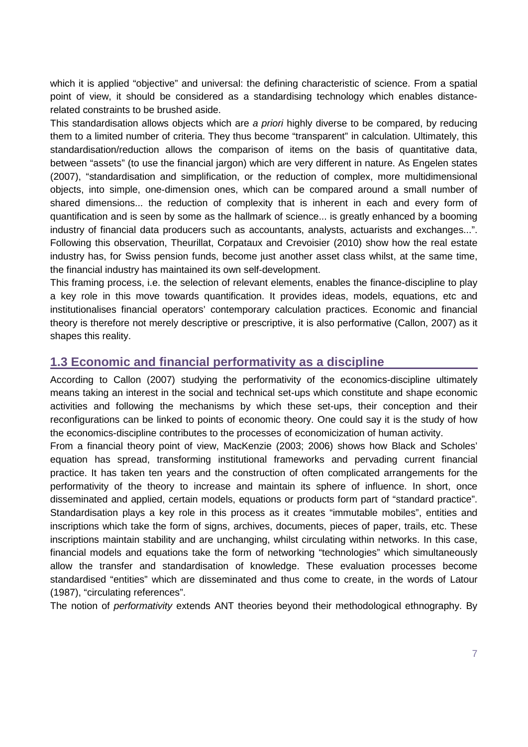which it is applied "objective" and universal: the defining characteristic of science. From a spatial point of view, it should be considered as a standardising technology which enables distance-related constraints to be brushed aside.

This standardisation allows objects which are *a priori* highly diverse to be compared, by reducing them to a limited number of criteria. They thus become "transparent" in calculation. Ultimately, this standardisation/reduction allows the comparison of items on the basis of quantitative data, between "assets" (to use the financial jargon) which are very different in nature. As Engelen states (2007), "standardisation and simplification, or the reduction of complex, more multidimensional objects, into simple, one-dimension ones, which can be compared around a small number of shared dimensions... the reduction of complexity that is inherent in each and every form of quantification and is seen by some as the hallmark of science... is greatly enhanced by a booming industry of financial data producers such as accountants, analysts, actuarists and exchanges...". Following this observation, Theurillat, Corpataux and Crevoisier (2010) show how the real estate industry has, for Swiss pension funds, become just another asset class whilst, at the same time, the financial industry has maintained its own self-development.

This framing process, i.e. the selection of relevant elements, enables the finance-discipline to play a key role in this move towards quantification. It provides ideas, models, equations, etc and institutionalises financial operators' contemporary calculation practices. Economic and financial theory is therefore not merely descriptive or prescriptive, it is also performative (Callon, 2007) as it shapes this reality.

## 1.3 Economic and financial performativity as a discipline

According to Callon (2007) studying the performativity of the economics-discipline ultimately means taking an interest in the social and technical set-ups which constitute and shape economic activities and following the mechanisms by which these set-ups, their conception and their reconfigurations can be linked to points of economic theory. One could say it is the study of how the economics-discipline contributes to the processes of economicization of human activity.

From a financial theory point of view, MacKenzie (2003; 2006) shows how Black and Scholes' equation has spread, transforming institutional frameworks and pervading current financial practice. It has taken ten years and the construction of often complicated arrangements for the performativity of the theory to increase and maintain its sphere of influence. In short, once disseminated and applied, certain models, equations or products form part of "standard practice". Standardisation plays a key role in this process as it creates "immutable mobiles", entities and inscriptions which take the form of signs, archives, documents, pieces of paper, trails, etc. These inscriptions maintain stability and are unchanging, whilst circulating within networks. In this case, financial models and equations take the form of networking "technologies" which simultaneously allow the transfer and standardisation of knowledge. These evaluation processes become standardised "entities" which are disseminated and thus come to create, in the words of Latour (1987), "circulating references".

The notion of *performativity* extends ANT theories beyond their methodological ethnography. By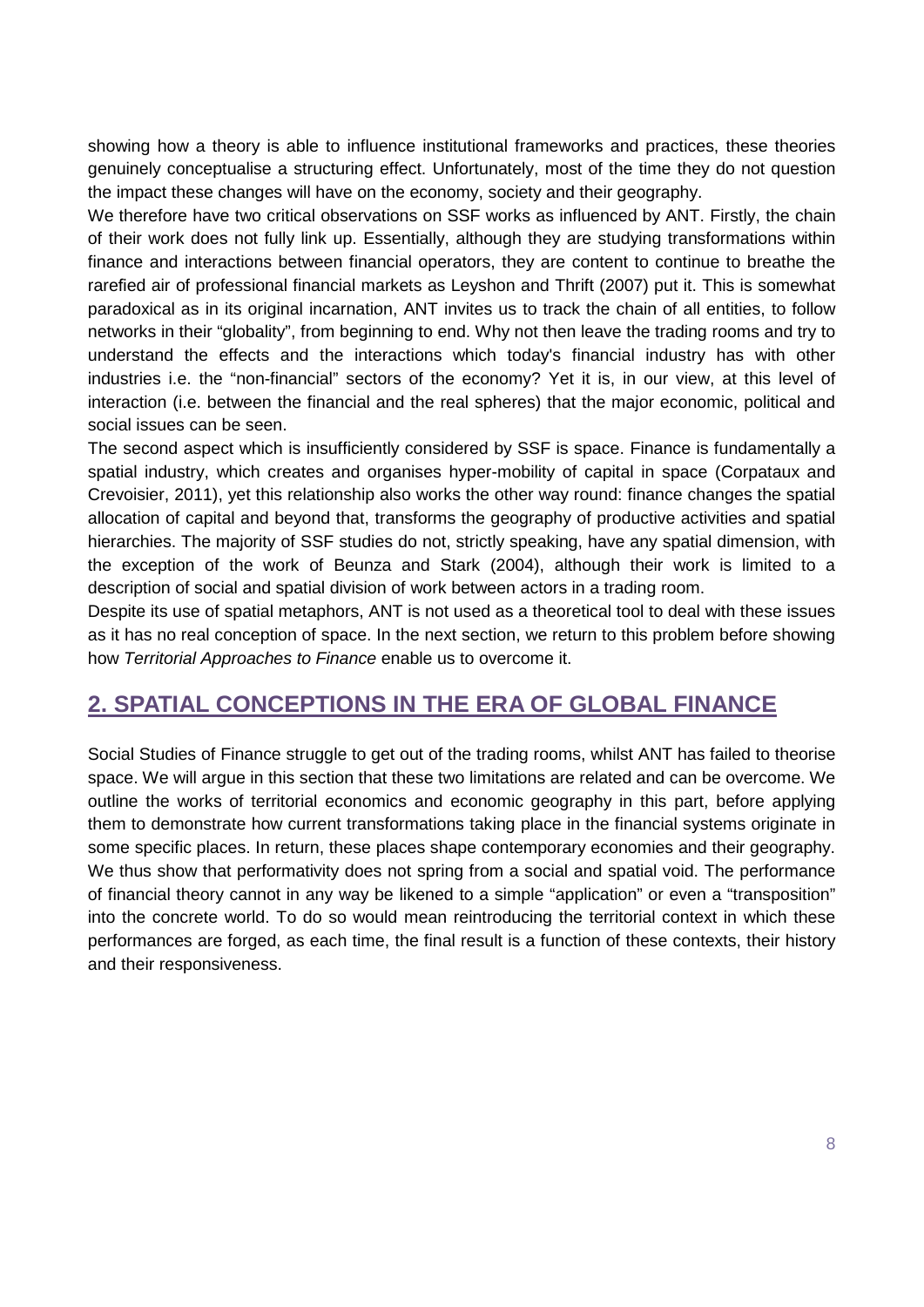showing how a theory is able to influence institutional frameworks and practices, these theories genuinely conceptualise a structuring effect. Unfortunately, most of the time they do not question the impact these changes will have on the economy, society and their geography.

We therefore have two critical observations on SSF works as influenced by ANT. Firstly, the chain of their work does not fully link up. Essentially, although they are studying transformations within finance and interactions between financial operators, they are content to continue to breathe the rarefied air of professional financial markets as Leyshon and Thrift (2007) put it. This is somewhat paradoxical as in its original incarnation, ANT invites us to track the chain of all entities, to follow networks in their "globality", from beginning to end. Why not then leave the trading rooms and try to understand the effects and the interactions which today's financial industry has with other industries i.e. the "non-financial" sectors of the economy? Yet it is, in our view, at this level of interaction (i.e. between the financial and the real spheres) that the major economic, political and social issues can be seen.

The second aspect which is insufficiently considered by SSF is space. Finance is fundamentally a spatial industry, which creates and organises hyper-mobility of capital in space (Corpataux and Crevoisier, 2011), yet this relationship also works the other way round: finance changes the spatial allocation of capital and beyond that, transforms the geography of productive activities and spatial hierarchies. The majority of SSF studies do not, strictly speaking, have any spatial dimension, with the exception of the work of Beunza and Stark (2004), although their work is limited to a description of social and spatial division of work between actors in a trading room.

Despite its use of spatial metaphors, ANT is not used as a theoretical tool to deal with these issues as it has no real conception of space. In the next section, we return to this problem before showing how *Territorial Approaches to Finance* enable us to overcome it.

## 2. SPATIAL CONCEPTIONS IN THE ERA OF GLOBAL FINANCE

Social Studies of Finance struggle to get out of the trading rooms, whilst ANT has failed to theorise space. We will argue in this section that these two limitations are related and can be overcome. We outline the works of territorial economics and economic geography in this part, before applying them to demonstrate how current transformations taking place in the financial systems originate in some specific places. In return, these places shape contemporary economies and their geography. We thus show that performativity does not spring from a social and spatial void. The performance of financial theory cannot in any way be likened to a simple "application" or even a "transposition" into the concrete world. To do so would mean reintroducing the territorial context in which these performances are forged, as each time, the final result is a function of these contexts, their history and their responsiveness.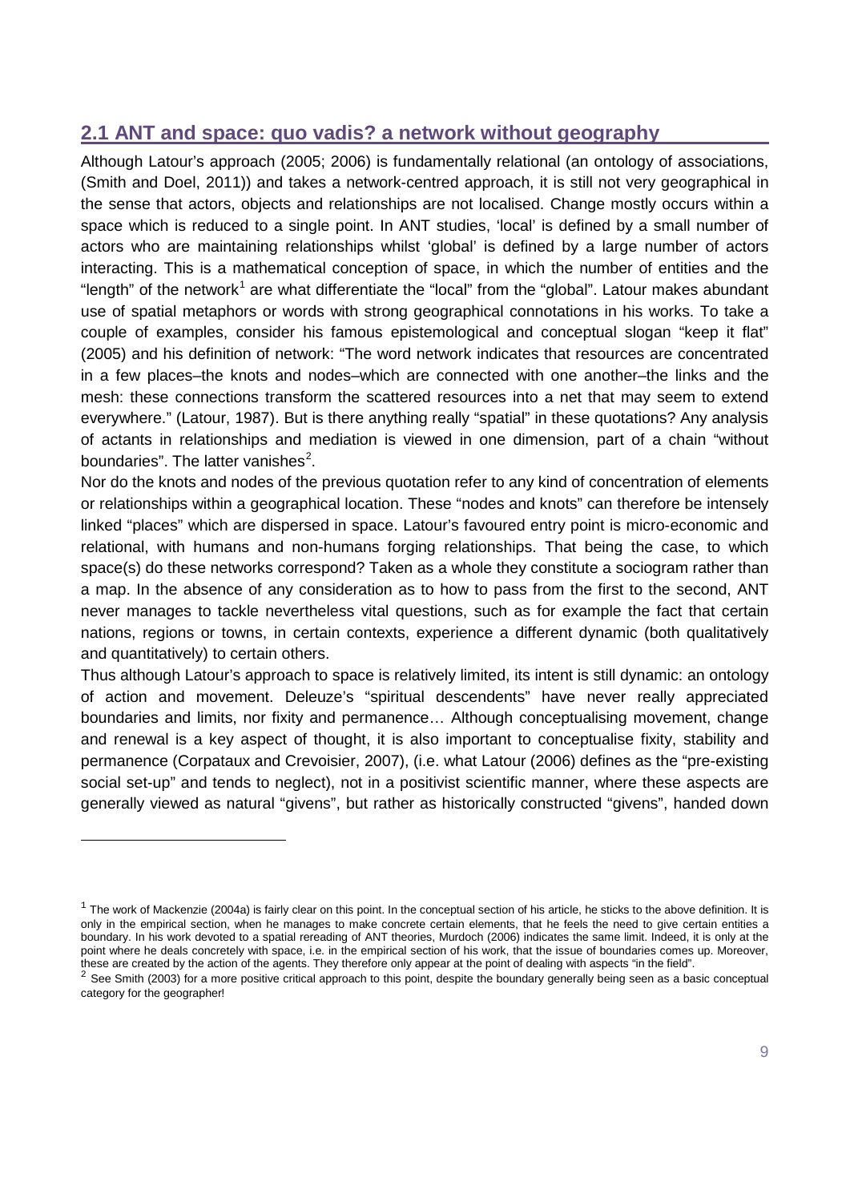## 2.1 ANT and space: quo vadis? a network without geography

Although Latour's approach (2005; 2006) is fundamentally relational (an ontology of associations, (Smith and Doel, 2011)) and takes a network-centred approach, it is still not very geographical in the sense that actors, objects and relationships are not localised. Change mostly occurs within a space which is reduced to a single point. In ANT studies, 'local' is defined by a small number of actors who are maintaining relationships whilst 'global' is defined by a large number of actors interacting. This is a mathematical conception of space, in which the number of entities and the "length" of the network[1] are what differentiate the "local" from the "global". Latour makes abundant use of spatial metaphors or words with strong geographical connotations in his works. To take a couple of examples, consider his famous epistemological and conceptual slogan "keep it flat" (2005) and his definition of network: "The word network indicates that resources are concentrated in a few places–the knots and nodes–which are connected with one another–the links and the mesh: these connections transform the scattered resources into a net that may seem to extend everywhere." (Latour, 1987). But is there anything really "spatial" in these quotations? Any analysis of actants in relationships and mediation is viewed in one dimension, part of a chain "without boundaries". The latter vanishes[2].

Nor do the knots and nodes of the previous quotation refer to any kind of concentration of elements or relationships within a geographical location. These "nodes and knots" can therefore be intensely linked "places" which are dispersed in space. Latour's favoured entry point is micro-economic and relational, with humans and non-humans forging relationships. That being the case, to which space(s) do these networks correspond? Taken as a whole they constitute a sociogram rather than a map. In the absence of any consideration as to how to pass from the first to the second, ANT never manages to tackle nevertheless vital questions, such as for example the fact that certain nations, regions or towns, in certain contexts, experience a different dynamic (both qualitatively and quantitatively) to certain others.

Thus although Latour's approach to space is relatively limited, its intent is still dynamic: an ontology of action and movement. Deleuze's "spiritual descendents" have never really appreciated boundaries and limits, nor fixity and permanence… Although conceptualising movement, change and renewal is a key aspect of thought, it is also important to conceptualise fixity, stability and permanence (Corpataux and Crevoisier, 2007), (i.e. what Latour (2006) defines as the "pre-existing social set-up" and tends to neglect), not in a positivist scientific manner, where these aspects are generally viewed as natural "givens", but rather as historically constructed "givens", handed down

---

[1] The work of Mackenzie (2004a) is fairly clear on this point. In the conceptual section of his article, he sticks to the above definition. It is only in the empirical section, when he manages to make concrete certain elements, that he feels the need to give certain entities a boundary. In his work devoted to a spatial rereading of ANT theories, Murdoch (2006) indicates the same limit. Indeed, it is only at the point where he deals concretely with space, i.e. in the empirical section of his work, that the issue of boundaries comes up. Moreover, these are created by the action of the agents. They therefore only appear at the point of dealing with aspects "in the field".

[2] See Smith (2003) for a more positive critical approach to this point, despite the boundary generally being seen as a basic conceptual category for the geographer!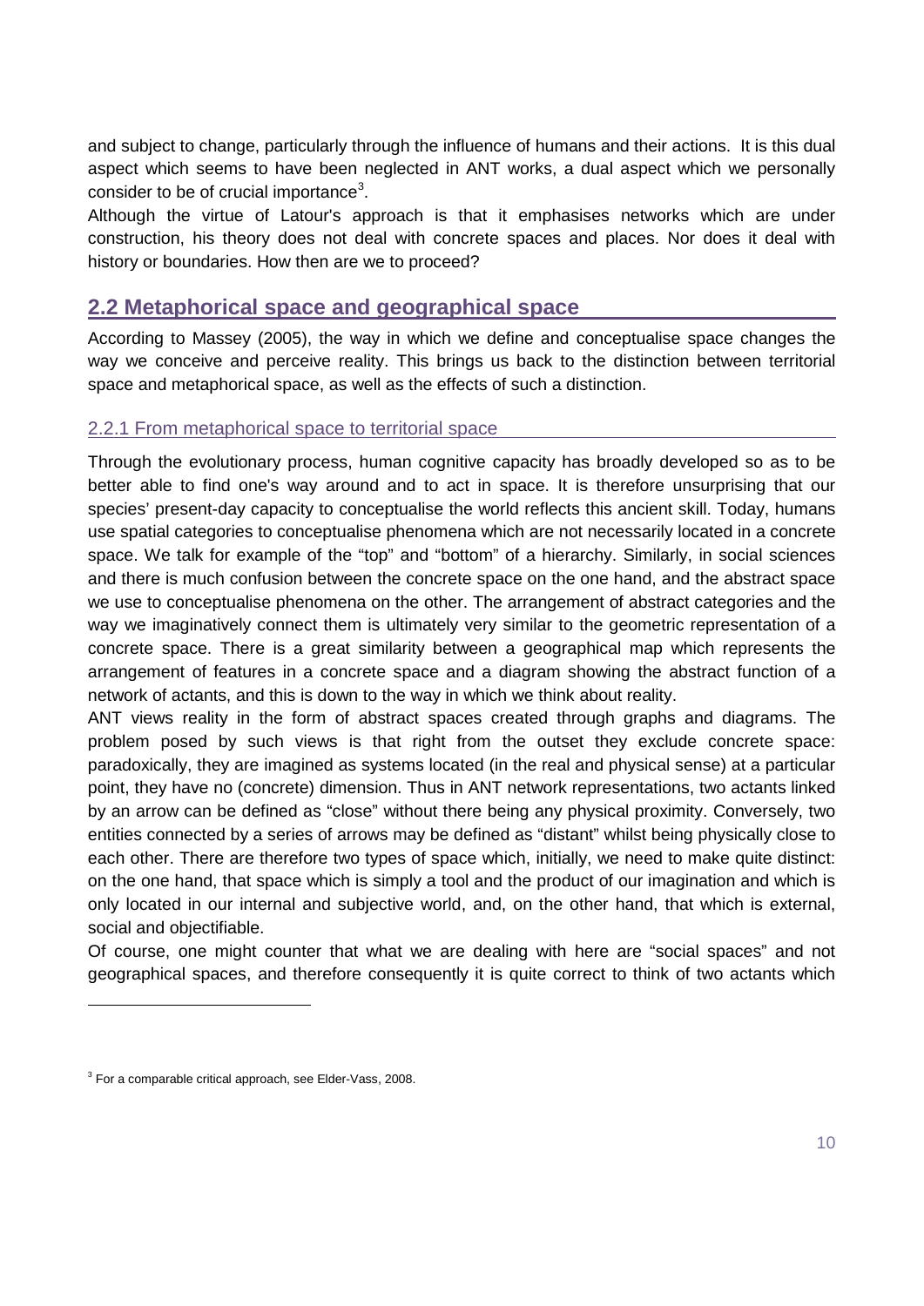and subject to change, particularly through the influence of humans and their actions. It is this dual aspect which seems to have been neglected in ANT works, a dual aspect which we personally consider to be of crucial importance[3].

Although the virtue of Latour's approach is that it emphasises networks which are under construction, his theory does not deal with concrete spaces and places. Nor does it deal with history or boundaries. How then are we to proceed?

## 2.2 Metaphorical space and geographical space

According to Massey (2005), the way in which we define and conceptualise space changes the way we conceive and perceive reality. This brings us back to the distinction between territorial space and metaphorical space, as well as the effects of such a distinction.

### 2.2.1 From metaphorical space to territorial space

Through the evolutionary process, human cognitive capacity has broadly developed so as to be better able to find one's way around and to act in space. It is therefore unsurprising that our species' present-day capacity to conceptualise the world reflects this ancient skill. Today, humans use spatial categories to conceptualise phenomena which are not necessarily located in a concrete space. We talk for example of the "top" and "bottom" of a hierarchy. Similarly, in social sciences and there is much confusion between the concrete space on the one hand, and the abstract space we use to conceptualise phenomena on the other. The arrangement of abstract categories and the way we imaginatively connect them is ultimately very similar to the geometric representation of a concrete space. There is a great similarity between a geographical map which represents the arrangement of features in a concrete space and a diagram showing the abstract function of a network of actants, and this is down to the way in which we think about reality.

ANT views reality in the form of abstract spaces created through graphs and diagrams. The problem posed by such views is that right from the outset they exclude concrete space: paradoxically, they are imagined as systems located (in the real and physical sense) at a particular point, they have no (concrete) dimension. Thus in ANT network representations, two actants linked by an arrow can be defined as "close" without there being any physical proximity. Conversely, two entities connected by a series of arrows may be defined as "distant" whilst being physically close to each other. There are therefore two types of space which, initially, we need to make quite distinct: on the one hand, that space which is simply a tool and the product of our imagination and which is only located in our internal and subjective world, and, on the other hand, that which is external, social and objectifiable.

Of course, one might counter that what we are dealing with here are "social spaces" and not geographical spaces, and therefore consequently it is quite correct to think of two actants which

---

[3] For a comparable critical approach, see Elder-Vass, 2008.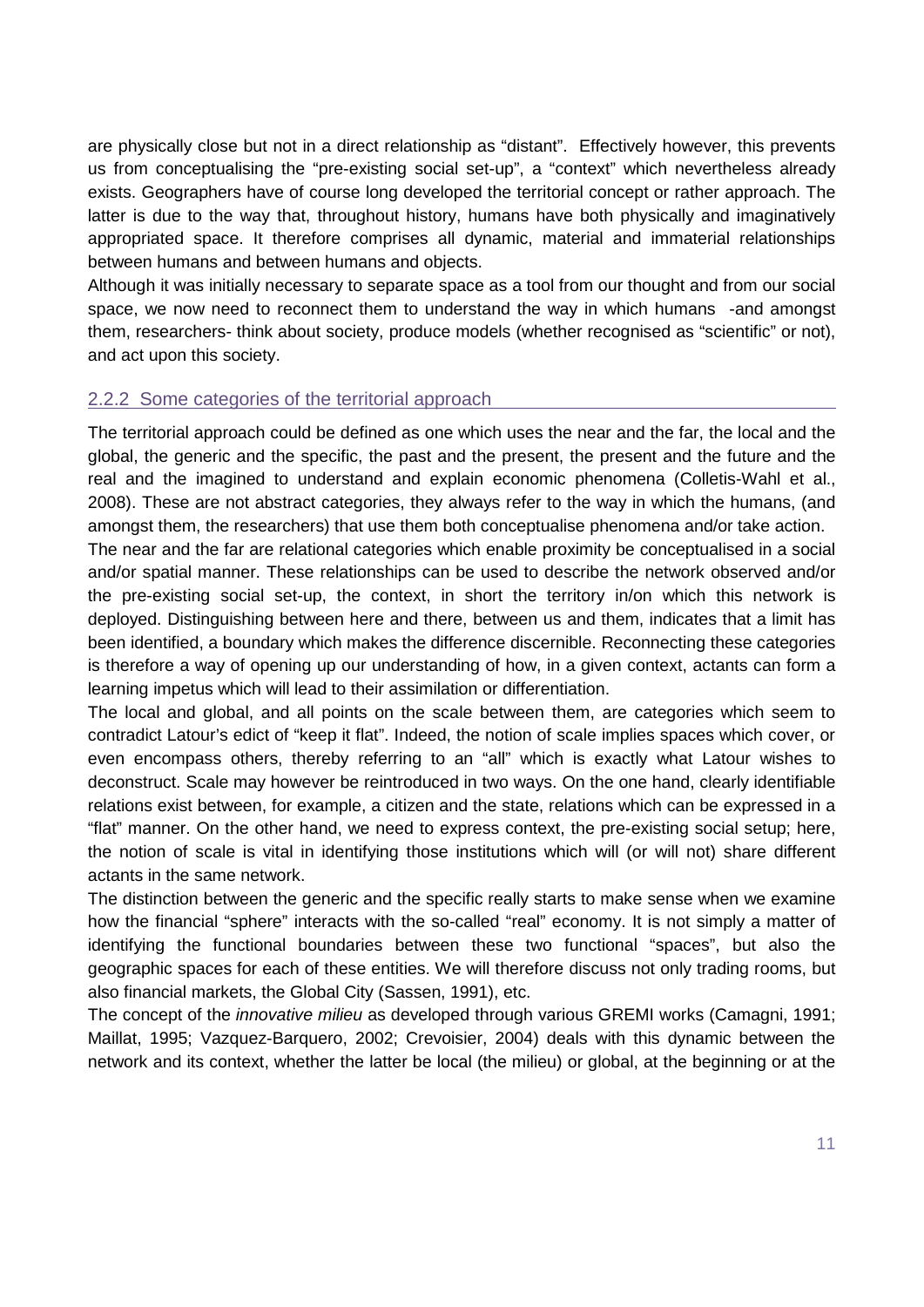are physically close but not in a direct relationship as "distant". Effectively however, this prevents us from conceptualising the "pre-existing social set-up", a "context" which nevertheless already exists. Geographers have of course long developed the territorial concept or rather approach. The latter is due to the way that, throughout history, humans have both physically and imaginatively appropriated space. It therefore comprises all dynamic, material and immaterial relationships between humans and between humans and objects.

Although it was initially necessary to separate space as a tool from our thought and from our social space, we now need to reconnect them to understand the way in which humans -and amongst them, researchers- think about society, produce models (whether recognised as "scientific" or not), and act upon this society.

### 2.2.2 Some categories of the territorial approach

The territorial approach could be defined as one which uses the near and the far, the local and the global, the generic and the specific, the past and the present, the present and the future and the real and the imagined to understand and explain economic phenomena (Colletis-Wahl et al., 2008). These are not abstract categories, they always refer to the way in which the humans, (and amongst them, the researchers) that use them both conceptualise phenomena and/or take action.

The near and the far are relational categories which enable proximity be conceptualised in a social and/or spatial manner. These relationships can be used to describe the network observed and/or the pre-existing social set-up, the context, in short the territory in/on which this network is deployed. Distinguishing between here and there, between us and them, indicates that a limit has been identified, a boundary which makes the difference discernible. Reconnecting these categories is therefore a way of opening up our understanding of how, in a given context, actants can form a learning impetus which will lead to their assimilation or differentiation.

The local and global, and all points on the scale between them, are categories which seem to contradict Latour's edict of "keep it flat". Indeed, the notion of scale implies spaces which cover, or even encompass others, thereby referring to an "all" which is exactly what Latour wishes to deconstruct. Scale may however be reintroduced in two ways. On the one hand, clearly identifiable relations exist between, for example, a citizen and the state, relations which can be expressed in a "flat" manner. On the other hand, we need to express context, the pre-existing social setup; here, the notion of scale is vital in identifying those institutions which will (or will not) share different actants in the same network.

The distinction between the generic and the specific really starts to make sense when we examine how the financial "sphere" interacts with the so-called "real" economy. It is not simply a matter of identifying the functional boundaries between these two functional "spaces", but also the geographic spaces for each of these entities. We will therefore discuss not only trading rooms, but also financial markets, the Global City (Sassen, 1991), etc.

The concept of the *innovative milieu* as developed through various GREMI works (Camagni, 1991; Maillat, 1995; Vazquez-Barquero, 2002; Crevoisier, 2004) deals with this dynamic between the network and its context, whether the latter be local (the milieu) or global, at the beginning or at the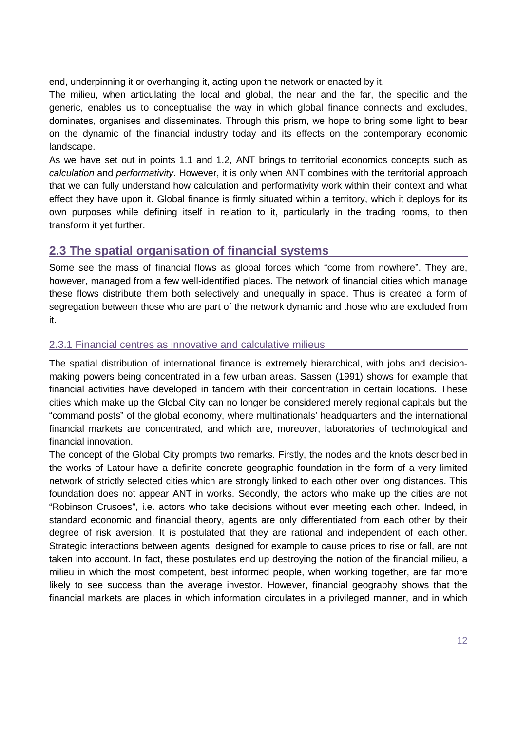end, underpinning it or overhanging it, acting upon the network or enacted by it.

The milieu, when articulating the local and global, the near and the far, the specific and the generic, enables us to conceptualise the way in which global finance connects and excludes, dominates, organises and disseminates. Through this prism, we hope to bring some light to bear on the dynamic of the financial industry today and its effects on the contemporary economic landscape.

As we have set out in points 1.1 and 1.2, ANT brings to territorial economics concepts such as *calculation* and *performativity*. However, it is only when ANT combines with the territorial approach that we can fully understand how calculation and performativity work within their context and what effect they have upon it. Global finance is firmly situated within a territory, which it deploys for its own purposes while defining itself in relation to it, particularly in the trading rooms, to then transform it yet further.

## 2.3 The spatial organisation of financial systems

Some see the mass of financial flows as global forces which "come from nowhere". They are, however, managed from a few well-identified places. The network of financial cities which manage these flows distribute them both selectively and unequally in space. Thus is created a form of segregation between those who are part of the network dynamic and those who are excluded from it.

### 2.3.1 Financial centres as innovative and calculative milieus

The spatial distribution of international finance is extremely hierarchical, with jobs and decision-making powers being concentrated in a few urban areas. Sassen (1991) shows for example that financial activities have developed in tandem with their concentration in certain locations. These cities which make up the Global City can no longer be considered merely regional capitals but the "command posts" of the global economy, where multinationals' headquarters and the international financial markets are concentrated, and which are, moreover, laboratories of technological and financial innovation.

The concept of the Global City prompts two remarks. Firstly, the nodes and the knots described in the works of Latour have a definite concrete geographic foundation in the form of a very limited network of strictly selected cities which are strongly linked to each other over long distances. This foundation does not appear ANT in works. Secondly, the actors who make up the cities are not "Robinson Crusoes", i.e. actors who take decisions without ever meeting each other. Indeed, in standard economic and financial theory, agents are only differentiated from each other by their degree of risk aversion. It is postulated that they are rational and independent of each other. Strategic interactions between agents, designed for example to cause prices to rise or fall, are not taken into account. In fact, these postulates end up destroying the notion of the financial milieu, a milieu in which the most competent, best informed people, when working together, are far more likely to see success than the average investor. However, financial geography shows that the financial markets are places in which information circulates in a privileged manner, and in which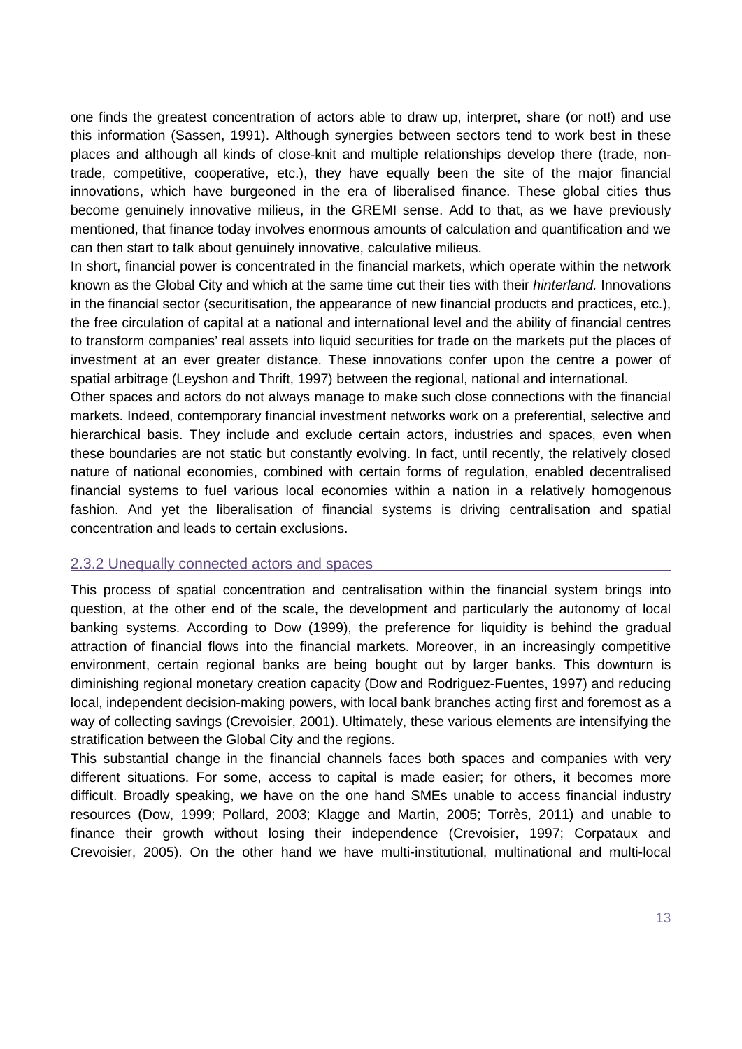one finds the greatest concentration of actors able to draw up, interpret, share (or not!) and use this information (Sassen, 1991). Although synergies between sectors tend to work best in these places and although all kinds of close-knit and multiple relationships develop there (trade, non-trade, competitive, cooperative, etc.), they have equally been the site of the major financial innovations, which have burgeoned in the era of liberalised finance. These global cities thus become genuinely innovative milieus, in the GREMI sense. Add to that, as we have previously mentioned, that finance today involves enormous amounts of calculation and quantification and we can then start to talk about genuinely innovative, calculative milieus.

In short, financial power is concentrated in the financial markets, which operate within the network known as the Global City and which at the same time cut their ties with their *hinterland.* Innovations in the financial sector (securitisation, the appearance of new financial products and practices, etc.), the free circulation of capital at a national and international level and the ability of financial centres to transform companies' real assets into liquid securities for trade on the markets put the places of investment at an ever greater distance. These innovations confer upon the centre a power of spatial arbitrage (Leyshon and Thrift, 1997) between the regional, national and international.

Other spaces and actors do not always manage to make such close connections with the financial markets. Indeed, contemporary financial investment networks work on a preferential, selective and hierarchical basis. They include and exclude certain actors, industries and spaces, even when these boundaries are not static but constantly evolving. In fact, until recently, the relatively closed nature of national economies, combined with certain forms of regulation, enabled decentralised financial systems to fuel various local economies within a nation in a relatively homogenous fashion. And yet the liberalisation of financial systems is driving centralisation and spatial concentration and leads to certain exclusions.

### 2.3.2 Unequally connected actors and spaces

This process of spatial concentration and centralisation within the financial system brings into question, at the other end of the scale, the development and particularly the autonomy of local banking systems. According to Dow (1999), the preference for liquidity is behind the gradual attraction of financial flows into the financial markets. Moreover, in an increasingly competitive environment, certain regional banks are being bought out by larger banks. This downturn is diminishing regional monetary creation capacity (Dow and Rodriguez-Fuentes, 1997) and reducing local, independent decision-making powers, with local bank branches acting first and foremost as a way of collecting savings (Crevoisier, 2001). Ultimately, these various elements are intensifying the stratification between the Global City and the regions.

This substantial change in the financial channels faces both spaces and companies with very different situations. For some, access to capital is made easier; for others, it becomes more difficult. Broadly speaking, we have on the one hand SMEs unable to access financial industry resources (Dow, 1999; Pollard, 2003; Klagge and Martin, 2005; Torrès, 2011) and unable to finance their growth without losing their independence (Crevoisier, 1997; Corpataux and Crevoisier, 2005). On the other hand we have multi-institutional, multinational and multi-local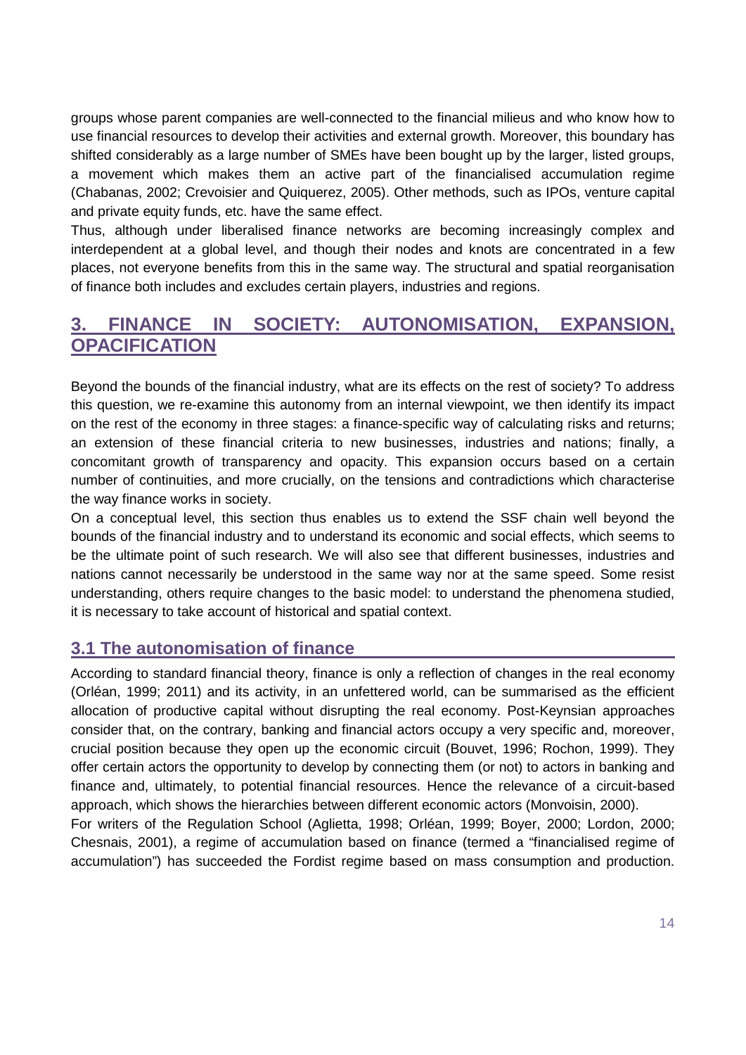groups whose parent companies are well-connected to the financial milieus and who know how to use financial resources to develop their activities and external growth. Moreover, this boundary has shifted considerably as a large number of SMEs have been bought up by the larger, listed groups, a movement which makes them an active part of the financialised accumulation regime (Chabanas, 2002; Crevoisier and Quiquerez, 2005). Other methods, such as IPOs, venture capital and private equity funds, etc. have the same effect.

Thus, although under liberalised finance networks are becoming increasingly complex and interdependent at a global level, and though their nodes and knots are concentrated in a few places, not everyone benefits from this in the same way. The structural and spatial reorganisation of finance both includes and excludes certain players, industries and regions.

## 3. FINANCE IN SOCIETY: AUTONOMISATION, EXPANSION, OPACIFICATION

Beyond the bounds of the financial industry, what are its effects on the rest of society? To address this question, we re-examine this autonomy from an internal viewpoint, we then identify its impact on the rest of the economy in three stages: a finance-specific way of calculating risks and returns; an extension of these financial criteria to new businesses, industries and nations; finally, a concomitant growth of transparency and opacity. This expansion occurs based on a certain number of continuities, and more crucially, on the tensions and contradictions which characterise the way finance works in society.

On a conceptual level, this section thus enables us to extend the SSF chain well beyond the bounds of the financial industry and to understand its economic and social effects, which seems to be the ultimate point of such research. We will also see that different businesses, industries and nations cannot necessarily be understood in the same way nor at the same speed. Some resist understanding, others require changes to the basic model: to understand the phenomena studied, it is necessary to take account of historical and spatial context.

### 3.1 The autonomisation of finance

According to standard financial theory, finance is only a reflection of changes in the real economy (Orléan, 1999; 2011) and its activity, in an unfettered world, can be summarised as the efficient allocation of productive capital without disrupting the real economy. Post-Keynsian approaches consider that, on the contrary, banking and financial actors occupy a very specific and, moreover, crucial position because they open up the economic circuit (Bouvet, 1996; Rochon, 1999). They offer certain actors the opportunity to develop by connecting them (or not) to actors in banking and finance and, ultimately, to potential financial resources. Hence the relevance of a circuit-based approach, which shows the hierarchies between different economic actors (Monvoisin, 2000).

For writers of the Regulation School (Aglietta, 1998; Orléan, 1999; Boyer, 2000; Lordon, 2000; Chesnais, 2001), a regime of accumulation based on finance (termed a "financialised regime of accumulation") has succeeded the Fordist regime based on mass consumption and production.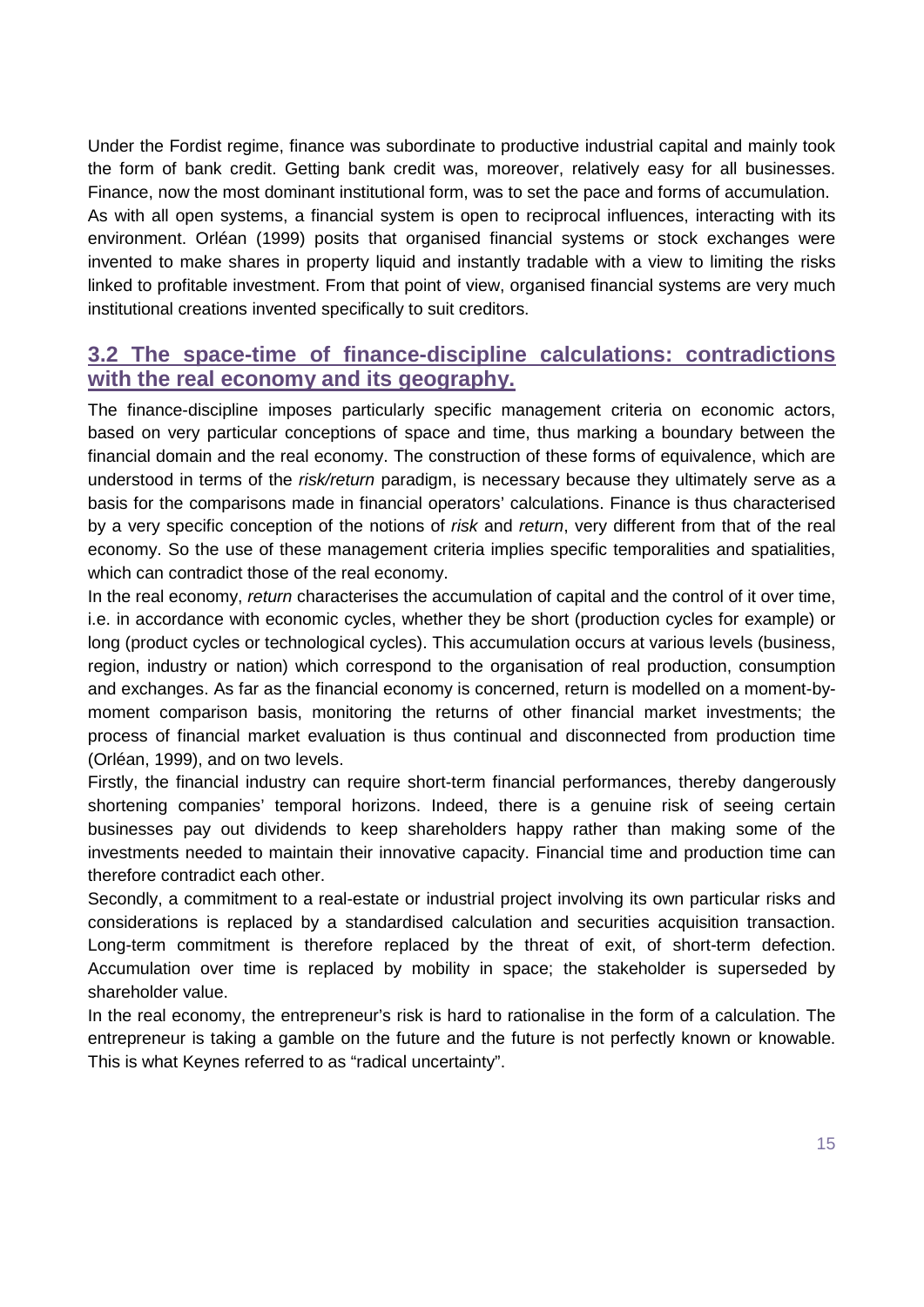Under the Fordist regime, finance was subordinate to productive industrial capital and mainly took the form of bank credit. Getting bank credit was, moreover, relatively easy for all businesses. Finance, now the most dominant institutional form, was to set the pace and forms of accumulation.

As with all open systems, a financial system is open to reciprocal influences, interacting with its environment. Orléan (1999) posits that organised financial systems or stock exchanges were invented to make shares in property liquid and instantly tradable with a view to limiting the risks linked to profitable investment. From that point of view, organised financial systems are very much institutional creations invented specifically to suit creditors.

## 3.2 The space-time of finance-discipline calculations: contradictions with the real economy and its geography.

The finance-discipline imposes particularly specific management criteria on economic actors, based on very particular conceptions of space and time, thus marking a boundary between the financial domain and the real economy. The construction of these forms of equivalence, which are understood in terms of the *risk/return* paradigm, is necessary because they ultimately serve as a basis for the comparisons made in financial operators' calculations. Finance is thus characterised by a very specific conception of the notions of *risk* and *return*, very different from that of the real economy. So the use of these management criteria implies specific temporalities and spatialities, which can contradict those of the real economy.

In the real economy, *return* characterises the accumulation of capital and the control of it over time, i.e. in accordance with economic cycles, whether they be short (production cycles for example) or long (product cycles or technological cycles). This accumulation occurs at various levels (business, region, industry or nation) which correspond to the organisation of real production, consumption and exchanges. As far as the financial economy is concerned, return is modelled on a moment-by-moment comparison basis, monitoring the returns of other financial market investments; the process of financial market evaluation is thus continual and disconnected from production time (Orléan, 1999), and on two levels.

Firstly, the financial industry can require short-term financial performances, thereby dangerously shortening companies' temporal horizons. Indeed, there is a genuine risk of seeing certain businesses pay out dividends to keep shareholders happy rather than making some of the investments needed to maintain their innovative capacity. Financial time and production time can therefore contradict each other.

Secondly, a commitment to a real-estate or industrial project involving its own particular risks and considerations is replaced by a standardised calculation and securities acquisition transaction. Long-term commitment is therefore replaced by the threat of exit, of short-term defection. Accumulation over time is replaced by mobility in space; the stakeholder is superseded by shareholder value.

In the real economy, the entrepreneur's risk is hard to rationalise in the form of a calculation. The entrepreneur is taking a gamble on the future and the future is not perfectly known or knowable. This is what Keynes referred to as "radical uncertainty".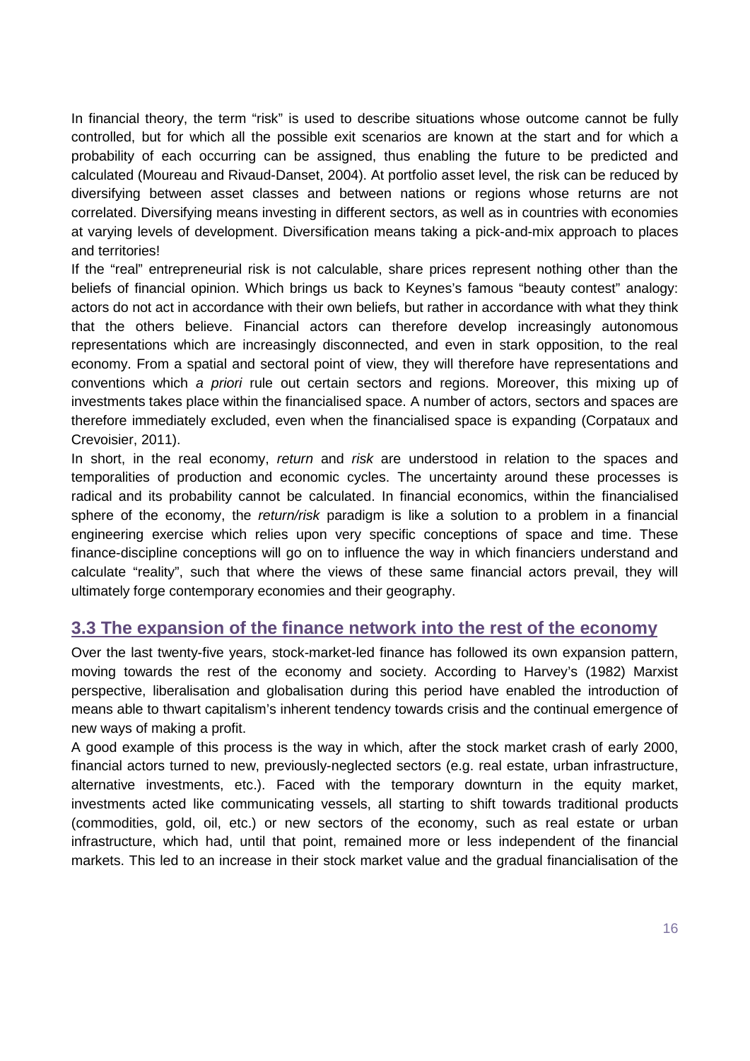In financial theory, the term "risk" is used to describe situations whose outcome cannot be fully controlled, but for which all the possible exit scenarios are known at the start and for which a probability of each occurring can be assigned, thus enabling the future to be predicted and calculated (Moureau and Rivaud-Danset, 2004). At portfolio asset level, the risk can be reduced by diversifying between asset classes and between nations or regions whose returns are not correlated. Diversifying means investing in different sectors, as well as in countries with economies at varying levels of development. Diversification means taking a pick-and-mix approach to places and territories!

If the "real" entrepreneurial risk is not calculable, share prices represent nothing other than the beliefs of financial opinion. Which brings us back to Keynes's famous "beauty contest" analogy: actors do not act in accordance with their own beliefs, but rather in accordance with what they think that the others believe. Financial actors can therefore develop increasingly autonomous representations which are increasingly disconnected, and even in stark opposition, to the real economy. From a spatial and sectoral point of view, they will therefore have representations and conventions which *a priori* rule out certain sectors and regions. Moreover, this mixing up of investments takes place within the financialised space. A number of actors, sectors and spaces are therefore immediately excluded, even when the financialised space is expanding (Corpataux and Crevoisier, 2011).

In short, in the real economy, *return* and *risk* are understood in relation to the spaces and temporalities of production and economic cycles. The uncertainty around these processes is radical and its probability cannot be calculated. In financial economics, within the financialised sphere of the economy, the *return/risk* paradigm is like a solution to a problem in a financial engineering exercise which relies upon very specific conceptions of space and time. These finance-discipline conceptions will go on to influence the way in which financiers understand and calculate "reality", such that where the views of these same financial actors prevail, they will ultimately forge contemporary economies and their geography.

## 3.3 The expansion of the finance network into the rest of the economy

Over the last twenty-five years, stock-market-led finance has followed its own expansion pattern, moving towards the rest of the economy and society. According to Harvey's (1982) Marxist perspective, liberalisation and globalisation during this period have enabled the introduction of means able to thwart capitalism's inherent tendency towards crisis and the continual emergence of new ways of making a profit.

A good example of this process is the way in which, after the stock market crash of early 2000, financial actors turned to new, previously-neglected sectors (e.g. real estate, urban infrastructure, alternative investments, etc.). Faced with the temporary downturn in the equity market, investments acted like communicating vessels, all starting to shift towards traditional products (commodities, gold, oil, etc.) or new sectors of the economy, such as real estate or urban infrastructure, which had, until that point, remained more or less independent of the financial markets. This led to an increase in their stock market value and the gradual financialisation of the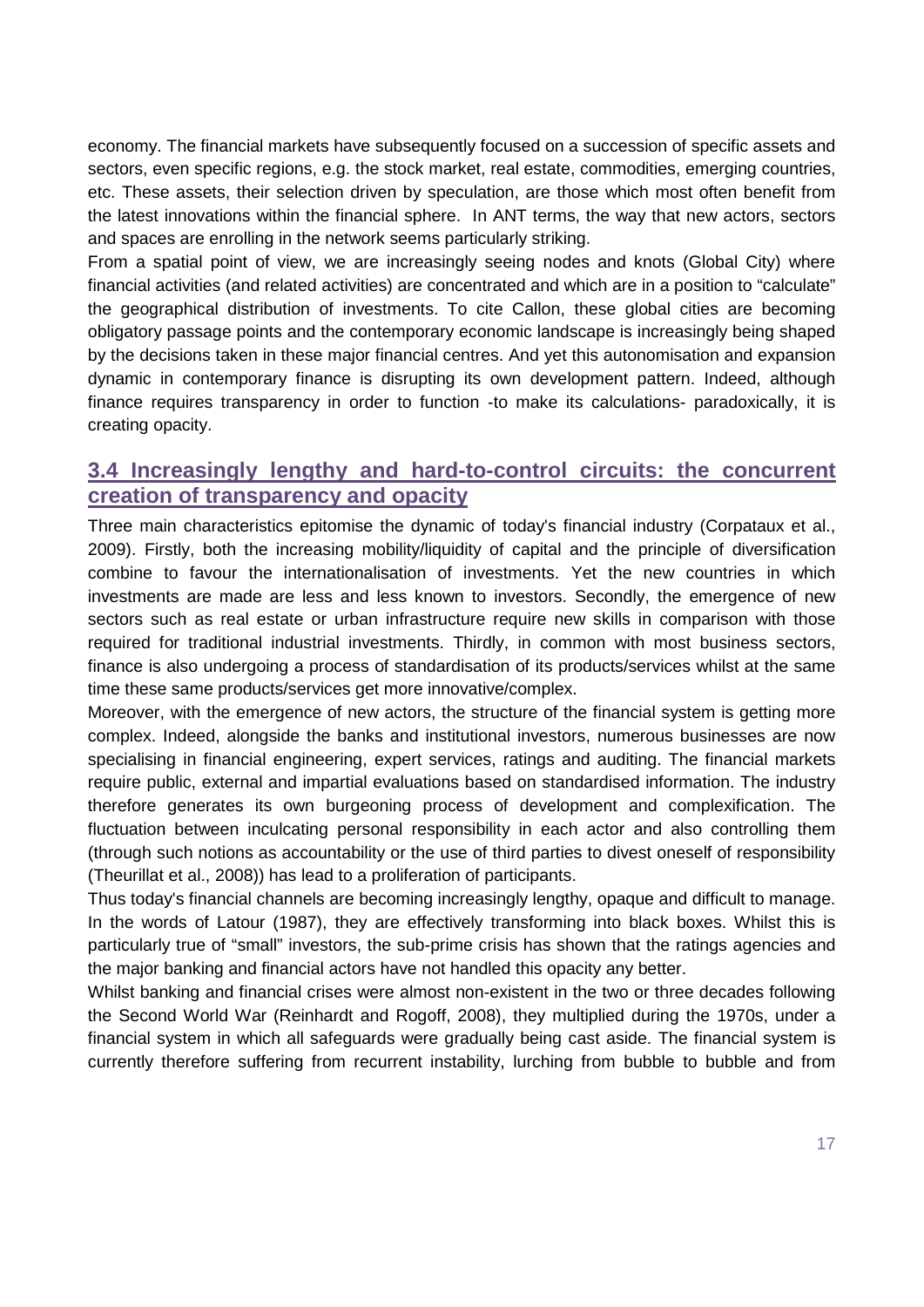economy. The financial markets have subsequently focused on a succession of specific assets and sectors, even specific regions, e.g. the stock market, real estate, commodities, emerging countries, etc. These assets, their selection driven by speculation, are those which most often benefit from the latest innovations within the financial sphere. In ANT terms, the way that new actors, sectors and spaces are enrolling in the network seems particularly striking.

From a spatial point of view, we are increasingly seeing nodes and knots (Global City) where financial activities (and related activities) are concentrated and which are in a position to "calculate" the geographical distribution of investments. To cite Callon, these global cities are becoming obligatory passage points and the contemporary economic landscape is increasingly being shaped by the decisions taken in these major financial centres. And yet this autonomisation and expansion dynamic in contemporary finance is disrupting its own development pattern. Indeed, although finance requires transparency in order to function -to make its calculations- paradoxically, it is creating opacity.

## 3.4 Increasingly lengthy and hard-to-control circuits: the concurrent creation of transparency and opacity

Three main characteristics epitomise the dynamic of today's financial industry (Corpataux et al., 2009). Firstly, both the increasing mobility/liquidity of capital and the principle of diversification combine to favour the internationalisation of investments. Yet the new countries in which investments are made are less and less known to investors. Secondly, the emergence of new sectors such as real estate or urban infrastructure require new skills in comparison with those required for traditional industrial investments. Thirdly, in common with most business sectors, finance is also undergoing a process of standardisation of its products/services whilst at the same time these same products/services get more innovative/complex.

Moreover, with the emergence of new actors, the structure of the financial system is getting more complex. Indeed, alongside the banks and institutional investors, numerous businesses are now specialising in financial engineering, expert services, ratings and auditing. The financial markets require public, external and impartial evaluations based on standardised information. The industry therefore generates its own burgeoning process of development and complexification. The fluctuation between inculcating personal responsibility in each actor and also controlling them (through such notions as accountability or the use of third parties to divest oneself of responsibility (Theurillat et al., 2008)) has lead to a proliferation of participants.

Thus today's financial channels are becoming increasingly lengthy, opaque and difficult to manage. In the words of Latour (1987), they are effectively transforming into black boxes. Whilst this is particularly true of "small" investors, the sub-prime crisis has shown that the ratings agencies and the major banking and financial actors have not handled this opacity any better.

Whilst banking and financial crises were almost non-existent in the two or three decades following the Second World War (Reinhardt and Rogoff, 2008), they multiplied during the 1970s, under a financial system in which all safeguards were gradually being cast aside. The financial system is currently therefore suffering from recurrent instability, lurching from bubble to bubble and from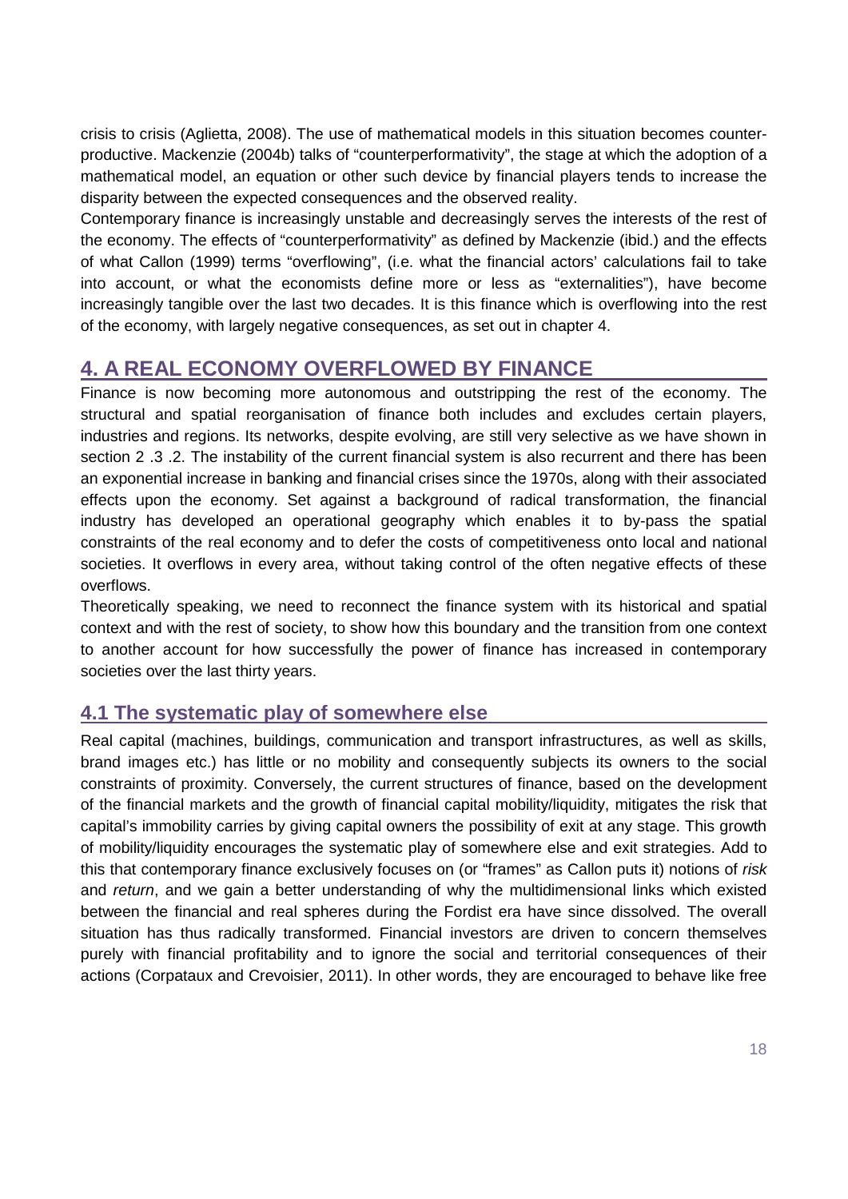crisis to crisis (Aglietta, 2008). The use of mathematical models in this situation becomes counter-productive. Mackenzie (2004b) talks of "counterperformativity", the stage at which the adoption of a mathematical model, an equation or other such device by financial players tends to increase the disparity between the expected consequences and the observed reality.

Contemporary finance is increasingly unstable and decreasingly serves the interests of the rest of the economy. The effects of "counterperformativity" as defined by Mackenzie (ibid.) and the effects of what Callon (1999) terms "overflowing", (i.e. what the financial actors' calculations fail to take into account, or what the economists define more or less as "externalities"), have become increasingly tangible over the last two decades. It is this finance which is overflowing into the rest of the economy, with largely negative consequences, as set out in chapter 4.

## 4. A REAL ECONOMY OVERFLOWED BY FINANCE

Finance is now becoming more autonomous and outstripping the rest of the economy. The structural and spatial reorganisation of finance both includes and excludes certain players, industries and regions. Its networks, despite evolving, are still very selective as we have shown in section 2 .3 .2. The instability of the current financial system is also recurrent and there has been an exponential increase in banking and financial crises since the 1970s, along with their associated effects upon the economy. Set against a background of radical transformation, the financial industry has developed an operational geography which enables it to by-pass the spatial constraints of the real economy and to defer the costs of competitiveness onto local and national societies. It overflows in every area, without taking control of the often negative effects of these overflows.

Theoretically speaking, we need to reconnect the finance system with its historical and spatial context and with the rest of society, to show how this boundary and the transition from one context to another account for how successfully the power of finance has increased in contemporary societies over the last thirty years.

### 4.1 The systematic play of somewhere else

Real capital (machines, buildings, communication and transport infrastructures, as well as skills, brand images etc.) has little or no mobility and consequently subjects its owners to the social constraints of proximity. Conversely, the current structures of finance, based on the development of the financial markets and the growth of financial capital mobility/liquidity, mitigates the risk that capital's immobility carries by giving capital owners the possibility of exit at any stage. This growth of mobility/liquidity encourages the systematic play of somewhere else and exit strategies. Add to this that contemporary finance exclusively focuses on (or "frames" as Callon puts it) notions of *risk* and *return*, and we gain a better understanding of why the multidimensional links which existed between the financial and real spheres during the Fordist era have since dissolved. The overall situation has thus radically transformed. Financial investors are driven to concern themselves purely with financial profitability and to ignore the social and territorial consequences of their actions (Corpataux and Crevoisier, 2011). In other words, they are encouraged to behave like free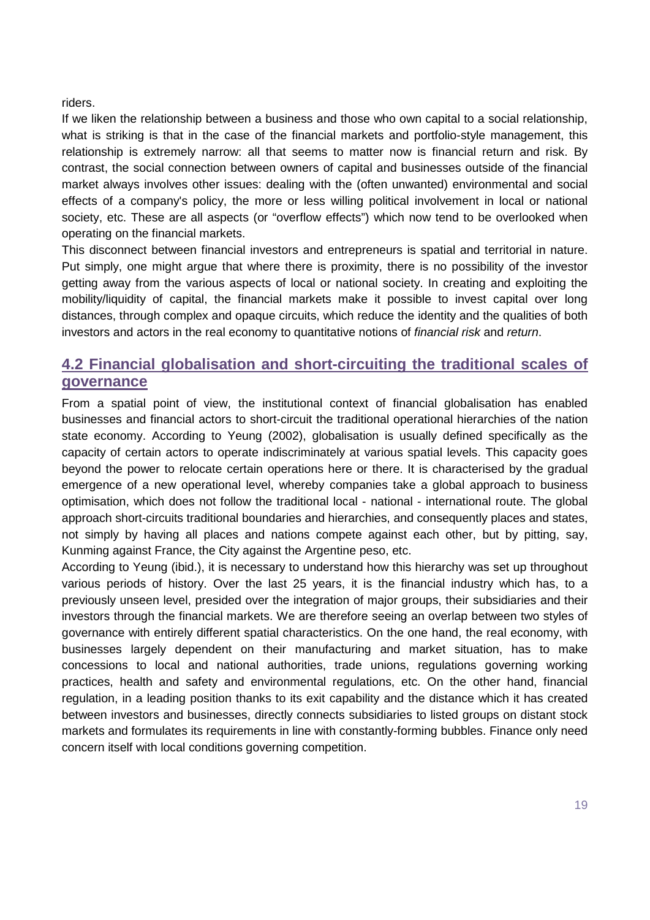riders.

If we liken the relationship between a business and those who own capital to a social relationship, what is striking is that in the case of the financial markets and portfolio-style management, this relationship is extremely narrow: all that seems to matter now is financial return and risk. By contrast, the social connection between owners of capital and businesses outside of the financial market always involves other issues: dealing with the (often unwanted) environmental and social effects of a company's policy, the more or less willing political involvement in local or national society, etc. These are all aspects (or "overflow effects") which now tend to be overlooked when operating on the financial markets.

This disconnect between financial investors and entrepreneurs is spatial and territorial in nature. Put simply, one might argue that where there is proximity, there is no possibility of the investor getting away from the various aspects of local or national society. In creating and exploiting the mobility/liquidity of capital, the financial markets make it possible to invest capital over long distances, through complex and opaque circuits, which reduce the identity and the qualities of both investors and actors in the real economy to quantitative notions of *financial risk* and *return*.

## 4.2 Financial globalisation and short-circuiting the traditional scales of governance

From a spatial point of view, the institutional context of financial globalisation has enabled businesses and financial actors to short-circuit the traditional operational hierarchies of the nation state economy. According to Yeung (2002), globalisation is usually defined specifically as the capacity of certain actors to operate indiscriminately at various spatial levels. This capacity goes beyond the power to relocate certain operations here or there. It is characterised by the gradual emergence of a new operational level, whereby companies take a global approach to business optimisation, which does not follow the traditional local - national - international route. The global approach short-circuits traditional boundaries and hierarchies, and consequently places and states, not simply by having all places and nations compete against each other, but by pitting, say, Kunming against France, the City against the Argentine peso, etc.

According to Yeung (ibid.), it is necessary to understand how this hierarchy was set up throughout various periods of history. Over the last 25 years, it is the financial industry which has, to a previously unseen level, presided over the integration of major groups, their subsidiaries and their investors through the financial markets. We are therefore seeing an overlap between two styles of governance with entirely different spatial characteristics. On the one hand, the real economy, with businesses largely dependent on their manufacturing and market situation, has to make concessions to local and national authorities, trade unions, regulations governing working practices, health and safety and environmental regulations, etc. On the other hand, financial regulation, in a leading position thanks to its exit capability and the distance which it has created between investors and businesses, directly connects subsidiaries to listed groups on distant stock markets and formulates its requirements in line with constantly-forming bubbles. Finance only need concern itself with local conditions governing competition.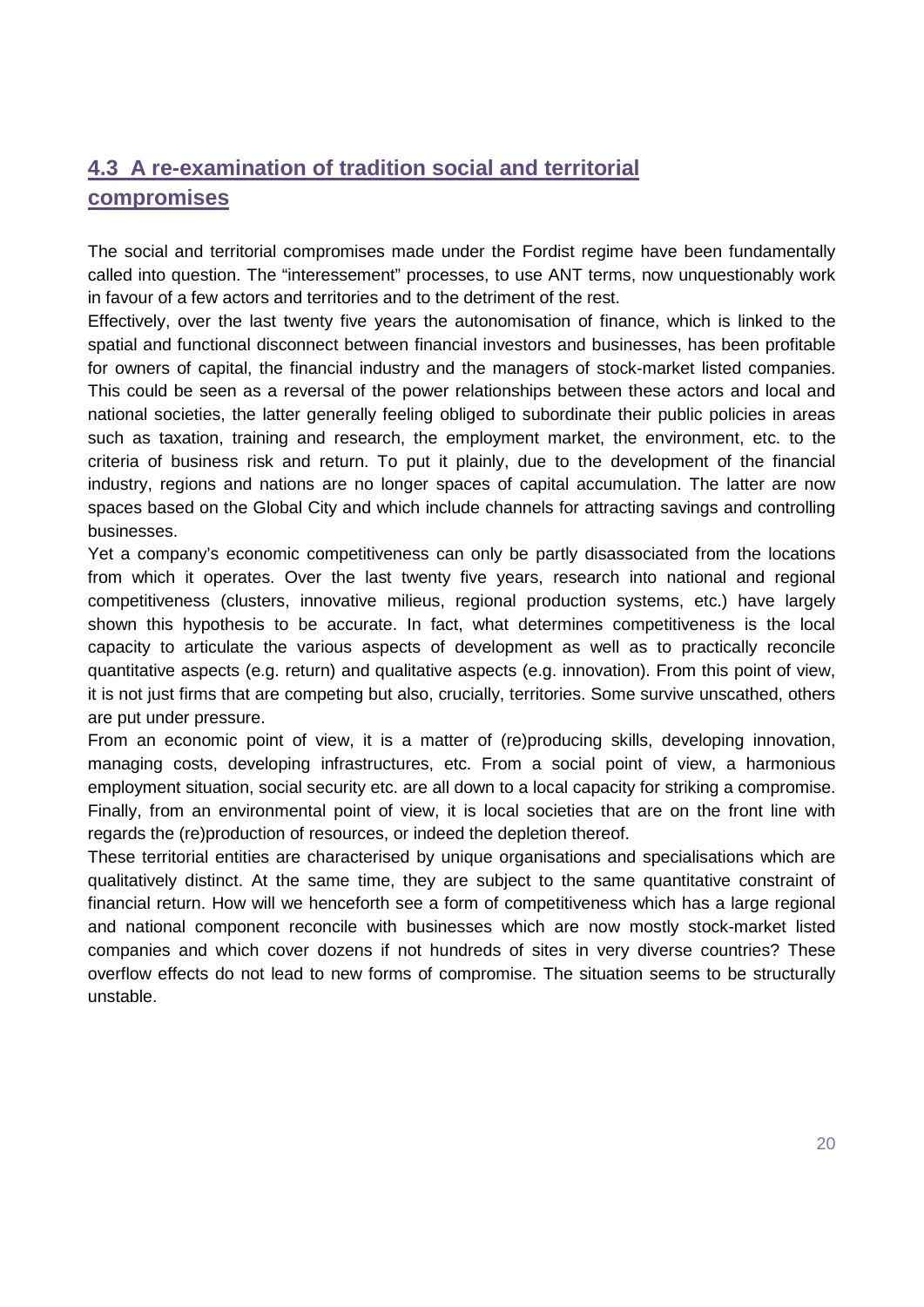## 4.3 A re-examination of tradition social and territorial compromises

The social and territorial compromises made under the Fordist regime have been fundamentally called into question. The "interessement" processes, to use ANT terms, now unquestionably work in favour of a few actors and territories and to the detriment of the rest.

Effectively, over the last twenty five years the autonomisation of finance, which is linked to the spatial and functional disconnect between financial investors and businesses, has been profitable for owners of capital, the financial industry and the managers of stock-market listed companies. This could be seen as a reversal of the power relationships between these actors and local and national societies, the latter generally feeling obliged to subordinate their public policies in areas such as taxation, training and research, the employment market, the environment, etc. to the criteria of business risk and return. To put it plainly, due to the development of the financial industry, regions and nations are no longer spaces of capital accumulation. The latter are now spaces based on the Global City and which include channels for attracting savings and controlling businesses.

Yet a company's economic competitiveness can only be partly disassociated from the locations from which it operates. Over the last twenty five years, research into national and regional competitiveness (clusters, innovative milieus, regional production systems, etc.) have largely shown this hypothesis to be accurate. In fact, what determines competitiveness is the local capacity to articulate the various aspects of development as well as to practically reconcile quantitative aspects (e.g. return) and qualitative aspects (e.g. innovation). From this point of view, it is not just firms that are competing but also, crucially, territories. Some survive unscathed, others are put under pressure.

From an economic point of view, it is a matter of (re)producing skills, developing innovation, managing costs, developing infrastructures, etc. From a social point of view, a harmonious employment situation, social security etc. are all down to a local capacity for striking a compromise. Finally, from an environmental point of view, it is local societies that are on the front line with regards the (re)production of resources, or indeed the depletion thereof.

These territorial entities are characterised by unique organisations and specialisations which are qualitatively distinct. At the same time, they are subject to the same quantitative constraint of financial return. How will we henceforth see a form of competitiveness which has a large regional and national component reconcile with businesses which are now mostly stock-market listed companies and which cover dozens if not hundreds of sites in very diverse countries? These overflow effects do not lead to new forms of compromise. The situation seems to be structurally unstable.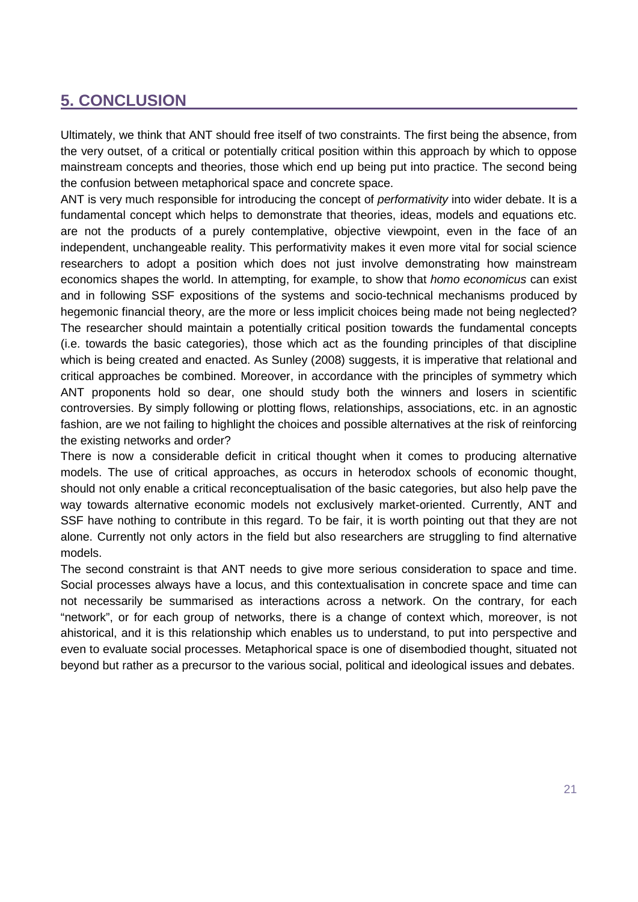## 5. CONCLUSION

Ultimately, we think that ANT should free itself of two constraints. The first being the absence, from the very outset, of a critical or potentially critical position within this approach by which to oppose mainstream concepts and theories, those which end up being put into practice. The second being the confusion between metaphorical space and concrete space.

ANT is very much responsible for introducing the concept of *performativity* into wider debate. It is a fundamental concept which helps to demonstrate that theories, ideas, models and equations etc. are not the products of a purely contemplative, objective viewpoint, even in the face of an independent, unchangeable reality. This performativity makes it even more vital for social science researchers to adopt a position which does not just involve demonstrating how mainstream economics shapes the world. In attempting, for example, to show that *homo economicus* can exist and in following SSF expositions of the systems and socio-technical mechanisms produced by hegemonic financial theory, are the more or less implicit choices being made not being neglected? The researcher should maintain a potentially critical position towards the fundamental concepts (i.e. towards the basic categories), those which act as the founding principles of that discipline which is being created and enacted. As Sunley (2008) suggests, it is imperative that relational and critical approaches be combined. Moreover, in accordance with the principles of symmetry which ANT proponents hold so dear, one should study both the winners and losers in scientific controversies. By simply following or plotting flows, relationships, associations, etc. in an agnostic fashion, are we not failing to highlight the choices and possible alternatives at the risk of reinforcing the existing networks and order?

There is now a considerable deficit in critical thought when it comes to producing alternative models. The use of critical approaches, as occurs in heterodox schools of economic thought, should not only enable a critical reconceptualisation of the basic categories, but also help pave the way towards alternative economic models not exclusively market-oriented. Currently, ANT and SSF have nothing to contribute in this regard. To be fair, it is worth pointing out that they are not alone. Currently not only actors in the field but also researchers are struggling to find alternative models.

The second constraint is that ANT needs to give more serious consideration to space and time. Social processes always have a locus, and this contextualisation in concrete space and time can not necessarily be summarised as interactions across a network. On the contrary, for each "network", or for each group of networks, there is a change of context which, moreover, is not ahistorical, and it is this relationship which enables us to understand, to put into perspective and even to evaluate social processes. Metaphorical space is one of disembodied thought, situated not beyond but rather as a precursor to the various social, political and ideological issues and debates.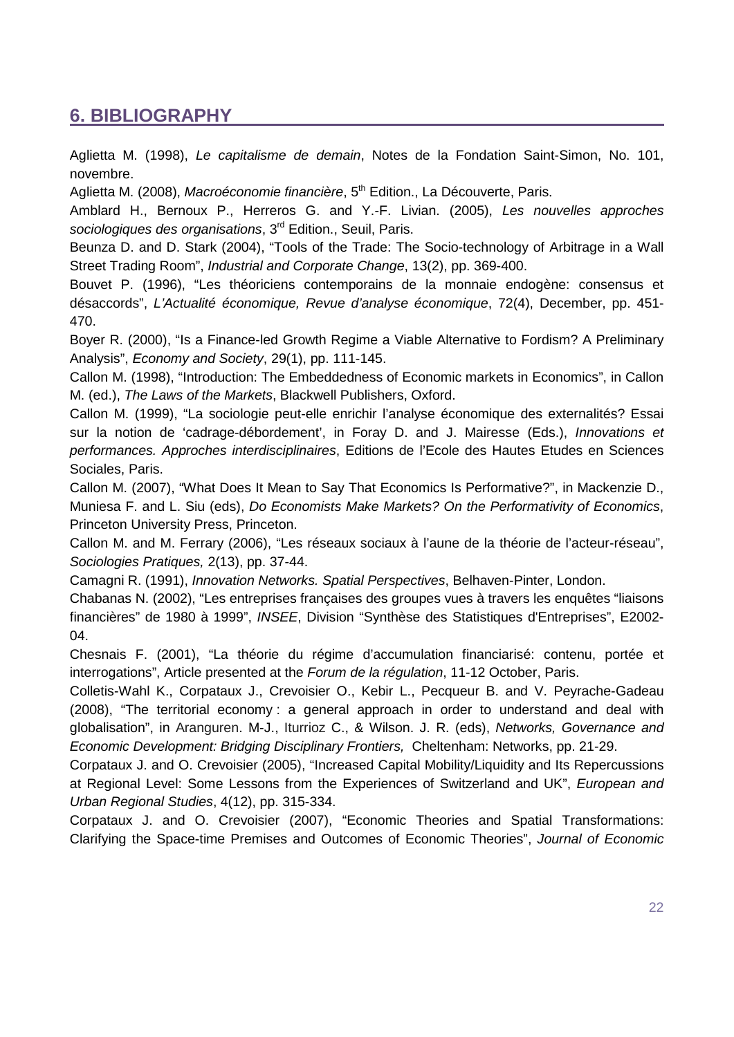## 6. BIBLIOGRAPHY

Aglietta M. (1998), *Le capitalisme de demain*, Notes de la Fondation Saint-Simon, No. 101, novembre.

Aglietta M. (2008), *Macroéconomie financière*, 5th Edition., La Découverte, Paris.

Amblard H., Bernoux P., Herreros G. and Y.-F. Livian. (2005), *Les nouvelles approches sociologiques des organisations*, 3rd Edition., Seuil, Paris.

Beunza D. and D. Stark (2004), "Tools of the Trade: The Socio-technology of Arbitrage in a Wall Street Trading Room", *Industrial and Corporate Change*, 13(2), pp. 369-400.

Bouvet P. (1996), "Les théoriciens contemporains de la monnaie endogène: consensus et désaccords", *L'Actualité économique, Revue d'analyse économique*, 72(4), December, pp. 451-470.

Boyer R. (2000), "Is a Finance-led Growth Regime a Viable Alternative to Fordism? A Preliminary Analysis", *Economy and Society*, 29(1), pp. 111-145.

Callon M. (1998), "Introduction: The Embeddedness of Economic markets in Economics", in Callon M. (ed.), *The Laws of the Markets*, Blackwell Publishers, Oxford.

Callon M. (1999), "La sociologie peut-elle enrichir l'analyse économique des externalités? Essai sur la notion de 'cadrage-débordement', in Foray D. and J. Mairesse (Eds.), *Innovations et performances. Approches interdisciplinaires*, Editions de l'Ecole des Hautes Etudes en Sciences Sociales, Paris.

Callon M. (2007), "What Does It Mean to Say That Economics Is Performative?", in Mackenzie D., Muniesa F. and L. Siu (eds), *Do Economists Make Markets? On the Performativity of Economics*, Princeton University Press, Princeton.

Callon M. and M. Ferrary (2006), "Les réseaux sociaux à l'aune de la théorie de l'acteur-réseau", *Sociologies Pratiques,* 2(13), pp. 37-44.

Camagni R. (1991), *Innovation Networks. Spatial Perspectives*, Belhaven-Pinter, London.

Chabanas N. (2002), "Les entreprises françaises des groupes vues à travers les enquêtes "liaisons financières" de 1980 à 1999", *INSEE*, Division "Synthèse des Statistiques d'Entreprises", E2002-04.

Chesnais F. (2001), "La théorie du régime d'accumulation financiarisé: contenu, portée et interrogations", Article presented at the *Forum de la régulation*, 11-12 October, Paris.

Colletis-Wahl K., Corpataux J., Crevoisier O., Kebir L., Pecqueur B. and V. Peyrache-Gadeau (2008), "The territorial economy : a general approach in order to understand and deal with globalisation", in Aranguren. M-J., Iturrioz C., & Wilson. J. R. (eds), *Networks, Governance and Economic Development: Bridging Disciplinary Frontiers,* Cheltenham: Networks, pp. 21-29.

Corpataux J. and O. Crevoisier (2005), "Increased Capital Mobility/Liquidity and Its Repercussions at Regional Level: Some Lessons from the Experiences of Switzerland and UK", *European and Urban Regional Studies*, 4(12), pp. 315-334.

Corpataux J. and O. Crevoisier (2007), "Economic Theories and Spatial Transformations: Clarifying the Space-time Premises and Outcomes of Economic Theories", *Journal of Economic*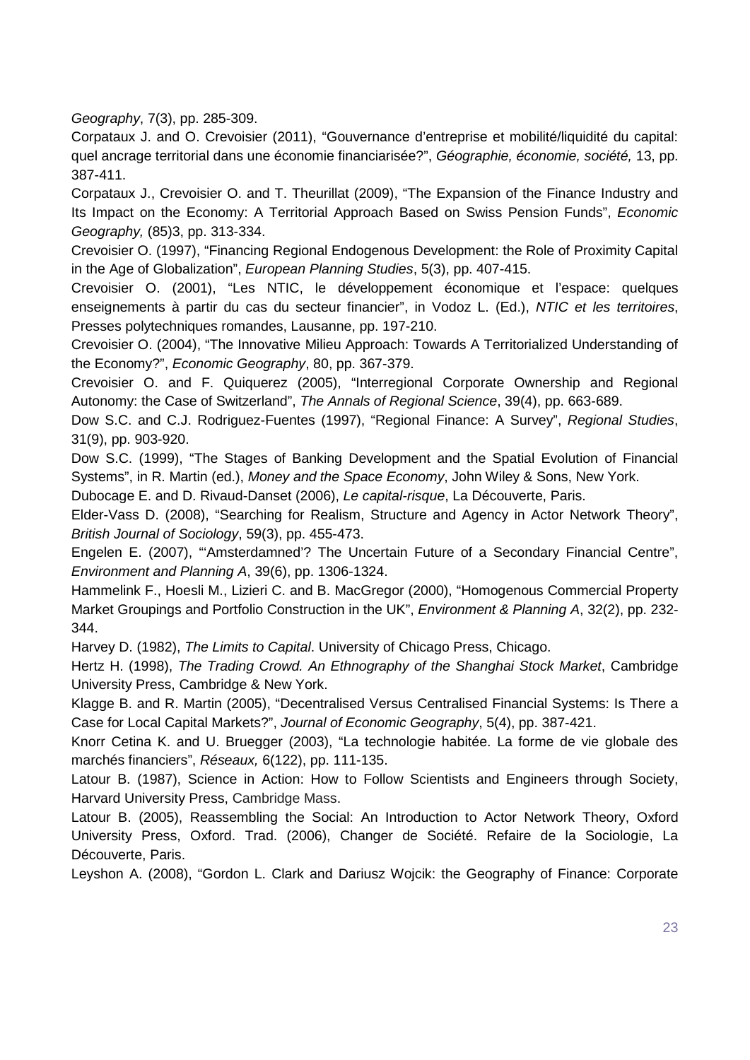*Geography*, 7(3), pp. 285-309.

Corpataux J. and O. Crevoisier (2011), "Gouvernance d'entreprise et mobilité/liquidité du capital: quel ancrage territorial dans une économie financiarisée?", *Géographie, économie, société,* 13, pp. 387-411.

Corpataux J., Crevoisier O. and T. Theurillat (2009), "The Expansion of the Finance Industry and Its Impact on the Economy: A Territorial Approach Based on Swiss Pension Funds", *Economic Geography,* (85)3, pp. 313-334.

Crevoisier O. (1997), "Financing Regional Endogenous Development: the Role of Proximity Capital in the Age of Globalization", *European Planning Studies*, 5(3), pp. 407-415.

Crevoisier O. (2001), "Les NTIC, le développement économique et l'espace: quelques enseignements à partir du cas du secteur financier", in Vodoz L. (Ed.), *NTIC et les territoires*, Presses polytechniques romandes, Lausanne, pp. 197-210.

Crevoisier O. (2004), "The Innovative Milieu Approach: Towards A Territorialized Understanding of the Economy?", *Economic Geography*, 80, pp. 367-379.

Crevoisier O. and F. Quiquerez (2005), "Interregional Corporate Ownership and Regional Autonomy: the Case of Switzerland", *The Annals of Regional Science*, 39(4), pp. 663-689.

Dow S.C. and C.J. Rodriguez-Fuentes (1997), "Regional Finance: A Survey", *Regional Studies*, 31(9), pp. 903-920.

Dow S.C. (1999), "The Stages of Banking Development and the Spatial Evolution of Financial Systems", in R. Martin (ed.), *Money and the Space Economy*, John Wiley & Sons, New York.

Dubocage E. and D. Rivaud-Danset (2006), *Le capital-risque*, La Découverte, Paris.

Elder-Vass D. (2008), "Searching for Realism, Structure and Agency in Actor Network Theory", *British Journal of Sociology*, 59(3), pp. 455-473.

Engelen E. (2007), "'Amsterdamned'? The Uncertain Future of a Secondary Financial Centre", *Environment and Planning A*, 39(6), pp. 1306-1324.

Hammelink F., Hoesli M., Lizieri C. and B. MacGregor (2000), "Homogenous Commercial Property Market Groupings and Portfolio Construction in the UK", *Environment & Planning A*, 32(2), pp. 232-344.

Harvey D. (1982), *The Limits to Capital*. University of Chicago Press, Chicago.

Hertz H. (1998), *The Trading Crowd. An Ethnography of the Shanghai Stock Market*, Cambridge University Press, Cambridge & New York.

Klagge B. and R. Martin (2005), "Decentralised Versus Centralised Financial Systems: Is There a Case for Local Capital Markets?", *Journal of Economic Geography*, 5(4), pp. 387-421.

Knorr Cetina K. and U. Bruegger (2003), "La technologie habitée. La forme de vie globale des marchés financiers", *Réseaux,* 6(122), pp. 111-135.

Latour B. (1987), Science in Action: How to Follow Scientists and Engineers through Society, Harvard University Press, Cambridge Mass.

Latour B. (2005), Reassembling the Social: An Introduction to Actor Network Theory, Oxford University Press, Oxford. Trad. (2006), Changer de Société. Refaire de la Sociologie, La Découverte, Paris.

Leyshon A. (2008), "Gordon L. Clark and Dariusz Wojcik: the Geography of Finance: Corporate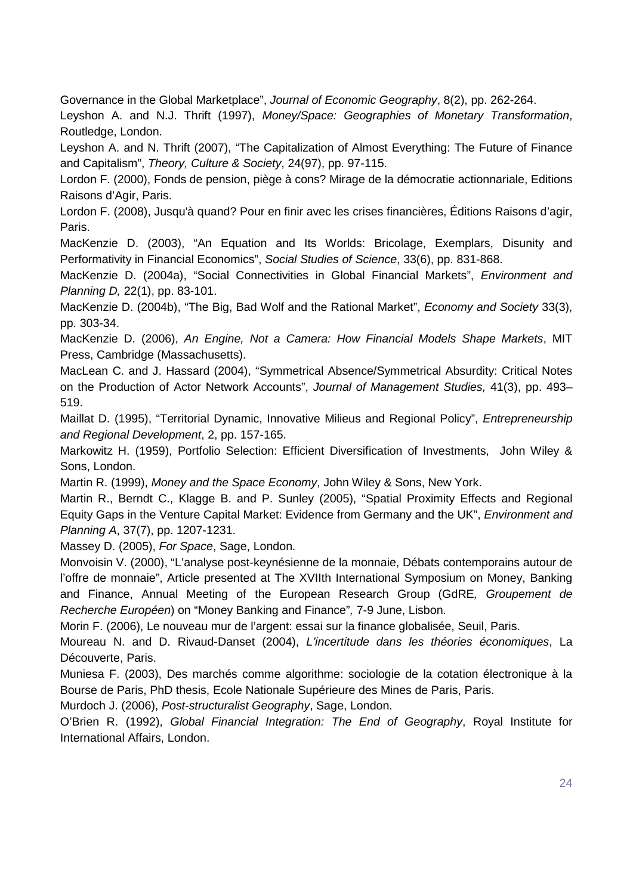Governance in the Global Marketplace", *Journal of Economic Geography*, 8(2), pp. 262-264.

Leyshon A. and N.J. Thrift (1997), *Money/Space: Geographies of Monetary Transformation*, Routledge, London.

Leyshon A. and N. Thrift (2007), "The Capitalization of Almost Everything: The Future of Finance and Capitalism", *Theory, Culture & Society*, 24(97), pp. 97-115.

Lordon F. (2000), Fonds de pension, piège à cons? Mirage de la démocratie actionnariale, Editions Raisons d'Agir, Paris.

Lordon F. (2008), Jusqu'à quand? Pour en finir avec les crises financières, Éditions Raisons d'agir, Paris.

MacKenzie D. (2003), "An Equation and Its Worlds: Bricolage, Exemplars, Disunity and Performativity in Financial Economics", *Social Studies of Science*, 33(6), pp. 831-868.

MacKenzie D. (2004a), "Social Connectivities in Global Financial Markets", *Environment and Planning D,* 22(1), pp. 83-101.

MacKenzie D. (2004b), "The Big, Bad Wolf and the Rational Market", *Economy and Society* 33(3), pp. 303-34.

MacKenzie D. (2006), *An Engine, Not a Camera: How Financial Models Shape Markets*, MIT Press, Cambridge (Massachusetts).

MacLean C. and J. Hassard (2004), "Symmetrical Absence/Symmetrical Absurdity: Critical Notes on the Production of Actor Network Accounts", *Journal of Management Studies,* 41(3), pp. 493–519.

Maillat D. (1995), "Territorial Dynamic, Innovative Milieus and Regional Policy", *Entrepreneurship and Regional Development*, 2, pp. 157-165.

Markowitz H. (1959), Portfolio Selection: Efficient Diversification of Investments, John Wiley & Sons, London.

Martin R. (1999), *Money and the Space Economy*, John Wiley & Sons, New York.

Martin R., Berndt C., Klagge B. and P. Sunley (2005), "Spatial Proximity Effects and Regional Equity Gaps in the Venture Capital Market: Evidence from Germany and the UK", *Environment and Planning A*, 37(7), pp. 1207-1231.

Massey D. (2005), *For Space*, Sage, London.

Monvoisin V. (2000), "L'analyse post-keynésienne de la monnaie, Débats contemporains autour de l'offre de monnaie", Article presented at The XVIIth International Symposium on Money, Banking and Finance, Annual Meeting of the European Research Group (GdRE*, Groupement de Recherche Européen*) on "Money Banking and Finance"*,* 7-9 June, Lisbon.

Morin F. (2006), Le nouveau mur de l'argent: essai sur la finance globalisée, Seuil, Paris.

Moureau N. and D. Rivaud-Danset (2004), *L'incertitude dans les théories économiques*, La Découverte, Paris.

Muniesa F. (2003), Des marchés comme algorithme: sociologie de la cotation électronique à la Bourse de Paris, PhD thesis, Ecole Nationale Supérieure des Mines de Paris, Paris.

Murdoch J. (2006), *Post-structuralist Geography*, Sage, London.

O'Brien R. (1992), *Global Financial Integration: The End of Geography*, Royal Institute for International Affairs, London.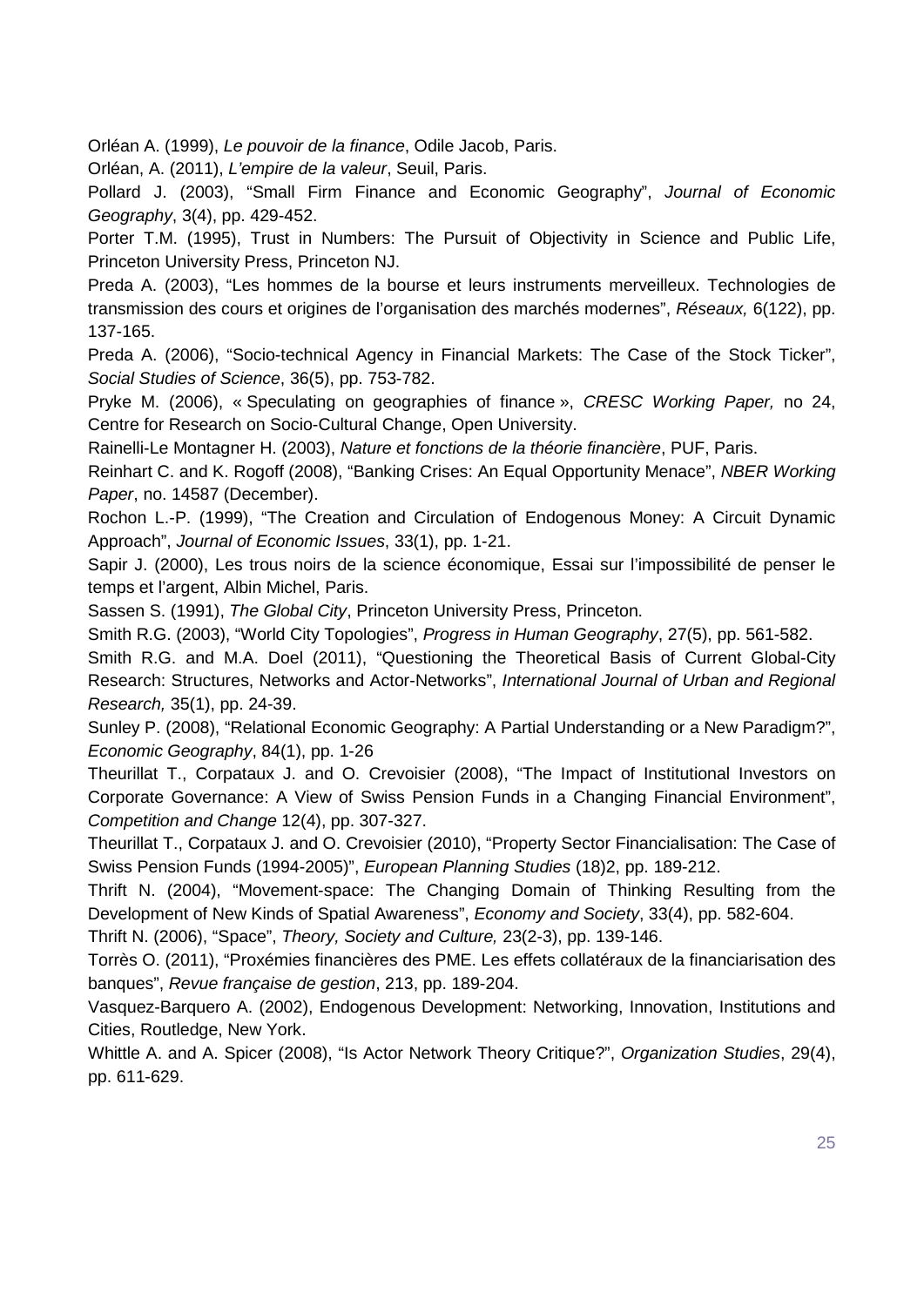Orléan A. (1999), *Le pouvoir de la finance*, Odile Jacob, Paris.

Orléan, A. (2011), *L'empire de la valeur*, Seuil, Paris.

Pollard J. (2003), "Small Firm Finance and Economic Geography", *Journal of Economic Geography*, 3(4), pp. 429-452.

Porter T.M. (1995), Trust in Numbers: The Pursuit of Objectivity in Science and Public Life, Princeton University Press, Princeton NJ.

Preda A. (2003), "Les hommes de la bourse et leurs instruments merveilleux. Technologies de transmission des cours et origines de l'organisation des marchés modernes", *Réseaux,* 6(122), pp. 137-165.

Preda A. (2006), "Socio-technical Agency in Financial Markets: The Case of the Stock Ticker", *Social Studies of Science*, 36(5), pp. 753-782.

Pryke M. (2006), « Speculating on geographies of finance », *CRESC Working Paper,* no 24, Centre for Research on Socio-Cultural Change, Open University.

Rainelli-Le Montagner H. (2003), *Nature et fonctions de la théorie financière*, PUF, Paris.

Reinhart C. and K. Rogoff (2008), "Banking Crises: An Equal Opportunity Menace", *NBER Working Paper*, no. 14587 (December).

Rochon L.-P. (1999), "The Creation and Circulation of Endogenous Money: A Circuit Dynamic Approach", *Journal of Economic Issues*, 33(1), pp. 1-21.

Sapir J. (2000), Les trous noirs de la science économique, Essai sur l'impossibilité de penser le temps et l'argent, Albin Michel, Paris.

Sassen S. (1991), *The Global City*, Princeton University Press, Princeton.

Smith R.G. (2003), "World City Topologies", *Progress in Human Geography*, 27(5), pp. 561-582.

Smith R.G. and M.A. Doel (2011), "Questioning the Theoretical Basis of Current Global-City Research: Structures, Networks and Actor-Networks", *International Journal of Urban and Regional Research,* 35(1), pp. 24-39.

Sunley P. (2008), "Relational Economic Geography: A Partial Understanding or a New Paradigm?", *Economic Geography*, 84(1), pp. 1-26

Theurillat T., Corpataux J. and O. Crevoisier (2008), "The Impact of Institutional Investors on Corporate Governance: A View of Swiss Pension Funds in a Changing Financial Environment", *Competition and Change* 12(4), pp. 307-327.

Theurillat T., Corpataux J. and O. Crevoisier (2010), "Property Sector Financialisation: The Case of Swiss Pension Funds (1994-2005)", *European Planning Studies* (18)2, pp. 189-212.

Thrift N. (2004), "Movement-space: The Changing Domain of Thinking Resulting from the Development of New Kinds of Spatial Awareness", *Economy and Society*, 33(4), pp. 582-604.

Thrift N. (2006), "Space", *Theory, Society and Culture,* 23(2-3), pp. 139-146.

Torrès O. (2011), "Proxémies financières des PME. Les effets collatéraux de la financiarisation des banques", *Revue française de gestion*, 213, pp. 189-204.

Vasquez-Barquero A. (2002), Endogenous Development: Networking, Innovation, Institutions and Cities, Routledge, New York.

Whittle A. and A. Spicer (2008), "Is Actor Network Theory Critique?", *Organization Studies*, 29(4), pp. 611-629.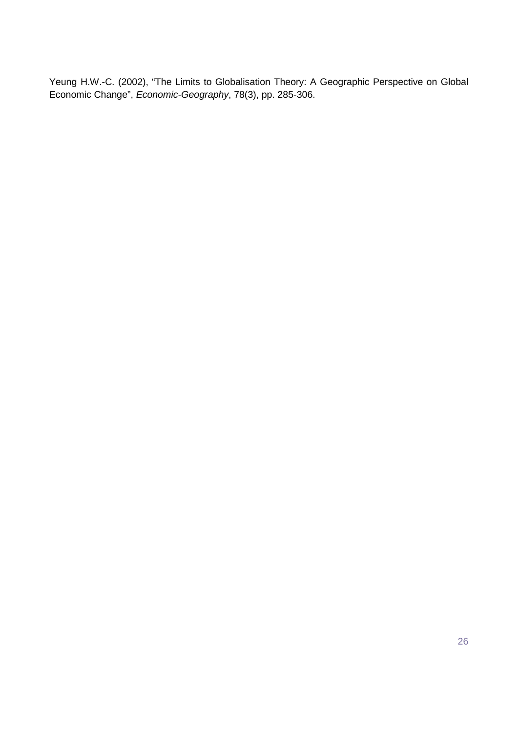Yeung H.W.-C. (2002), “The Limits to Globalisation Theory: A Geographic Perspective on Global Economic Change”, *Economic-Geography*, 78(3), pp. 285-306.